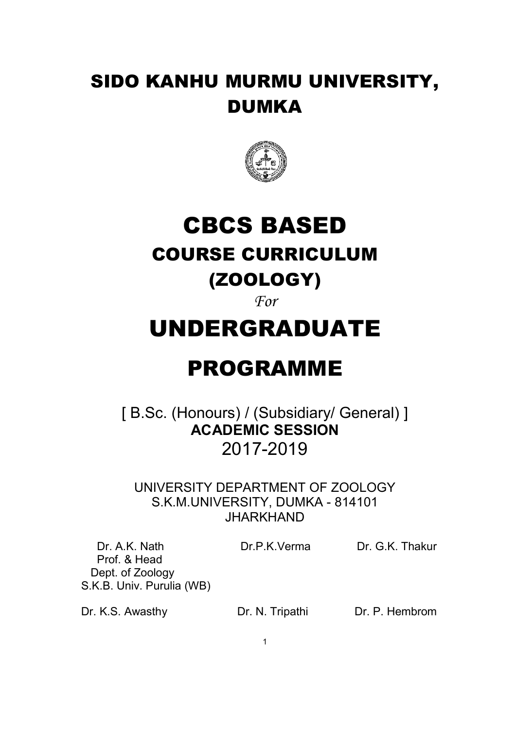# SIDO KANHU MURMU UNIVERSITY, DUMKA

# CBCS BASED

## COURSE CURRICULUM

## (ZOOLOGY)

*For*

# UNDERGRADUATE

# PROGRAMME

[ B.Sc. (Honours) / (Subsidiary/ General) ]

**ACADEMIC SESSION**

2017-2019

UNIVERSITY DEPARTMENT OF ZOOLOGY
S.K.M.UNIVERSITY, DUMKA - 814101
JHARKHAND

| | | |
|---|---|---|
| Dr. A.K. Nath<br>Prof. & Head<br>Dept. of Zoology<br>S.K.B. Univ. Purulia (WB) | Dr.P.K.Verma | Dr. G.K. Thakur |
| Dr. K.S. Awasthy | Dr. N. Tripathi | Dr. P. Hembrom |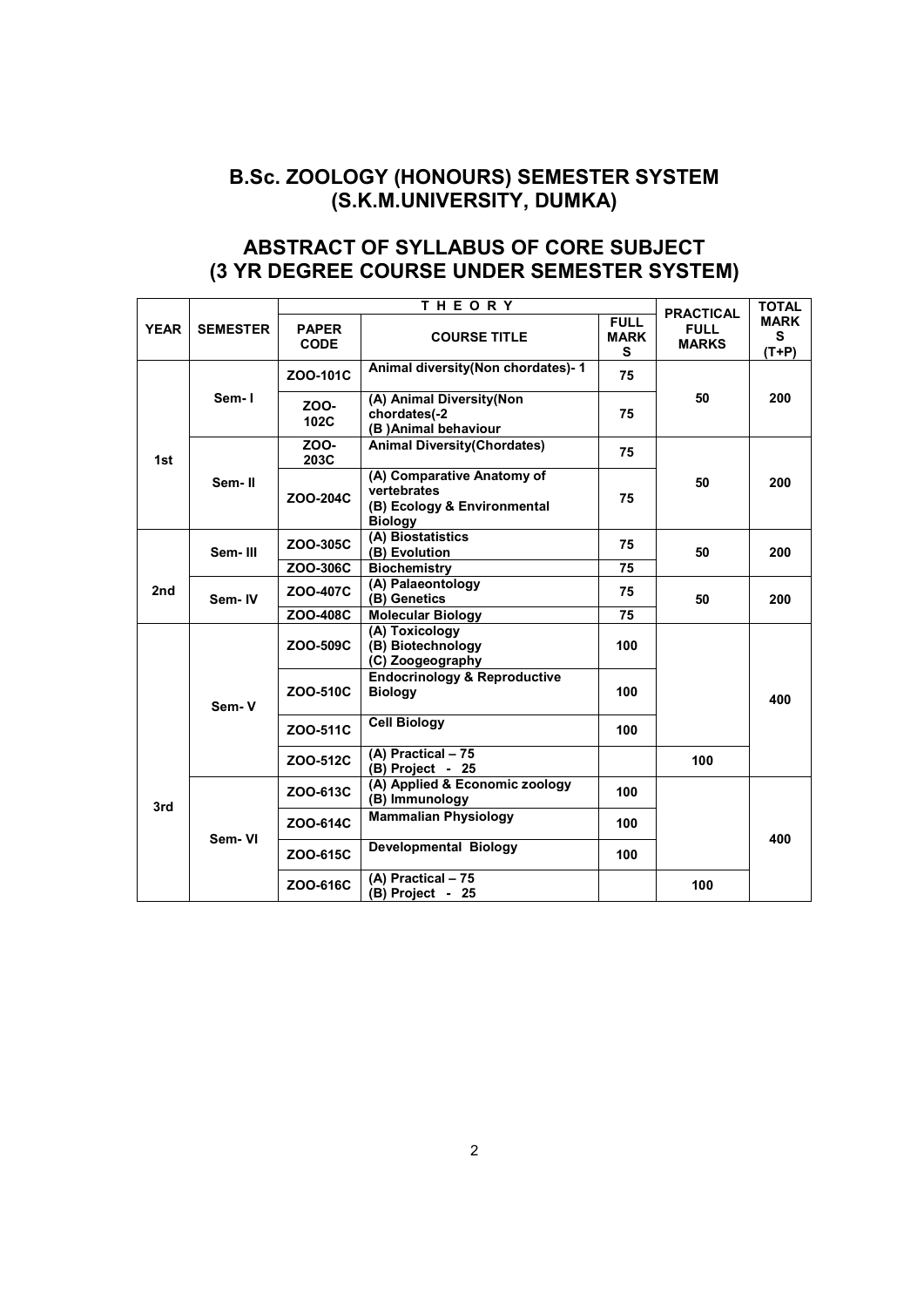## B.Sc. ZOOLOGY (HONOURS) SEMESTER SYSTEM (S.K.M.UNIVERSITY, DUMKA)

## ABSTRACT OF SYLLABUS OF CORE SUBJECT (3 YR DEGREE COURSE UNDER SEMESTER SYSTEM)

| YEAR | SEMESTER | THEORY | | | PRACTICAL FULL MARKS | TOTAL MARKS (T+P) |
|---|---|---|---|---|---|---|
| | | PAPER CODE | COURSE TITLE | FULL MARKS | | |
| 1st | Sem- I | ZOO-101C | Animal diversity(Non chordates)- 1 | 75 | 50 | 200 |
| | | ZOO-102C | (A) Animal Diversity(Non chordates(-2<br>(B )Animal behaviour | 75 | | |
| | Sem- II | ZOO-203C | Animal Diversity(Chordates) | 75 | 50 | 200 |
| | | ZOO-204C | (A) Comparative Anatomy of vertebrates<br>(B) Ecology & Environmental Biology | 75 | | |
| 2nd | Sem- III | ZOO-305C | (A) Biostatistics<br>(B) Evolution | 75 | 50 | 200 |
| | | ZOO-306C | Biochemistry | 75 | | |
| | Sem- IV | ZOO-407C | (A) Palaeontology<br>(B) Genetics | 75 | 50 | 200 |
| | | ZOO-408C | Molecular Biology | 75 | | |
| 3rd | Sem- V | ZOO-509C | (A) Toxicology<br>(B) Biotechnology<br>(C) Zoogeography | 100 | | 400 |
| | | ZOO-510C | Endocrinology & Reproductive Biology | 100 | | |
| | | ZOO-511C | Cell Biology | 100 | | |
| | | ZOO-512C | (A) Practical – 75<br>(B) Project - 25 | | 100 | |
| | Sem- VI | ZOO-613C | (A) Applied & Economic zoology<br>(B) Immunology | 100 | | 400 |
| | | ZOO-614C | Mammalian Physiology | 100 | | |
| | | ZOO-615C | Developmental Biology | 100 | | |
| | | ZOO-616C | (A) Practical – 75<br>(B) Project - 25 | | 100 | |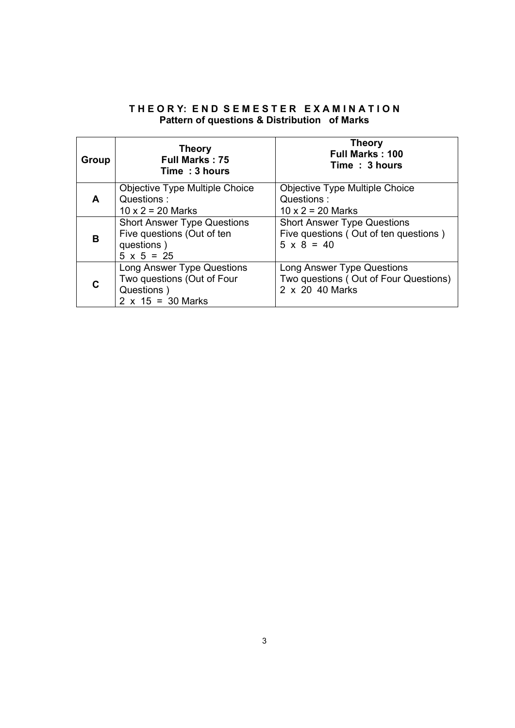## THEORY: END SEMESTER EXAMINATION

**Pattern of questions & Distribution of Marks**

| Group | **Theory**<br>**Full Marks : 75**<br>**Time : 3 hours** | **Theory**<br>**Full Marks : 100**<br>**Time : 3 hours** |
|---|---|---|
| **A** | Objective Type Multiple Choice Questions :<br>10 x 2 = 20 Marks | Objective Type Multiple Choice Questions :<br>10 x 2 = 20 Marks |
| **B** | Short Answer Type Questions<br>Five questions (Out of ten questions )<br>5 x 5 = 25 | Short Answer Type Questions<br>Five questions ( Out of ten questions )<br>5 x 8 = 40 |
| **C** | Long Answer Type Questions<br>Two questions (Out of Four Questions )<br>2 x 15 = 30 Marks | Long Answer Type Questions<br>Two questions ( Out of Four Questions)<br>2 x 20 40 Marks |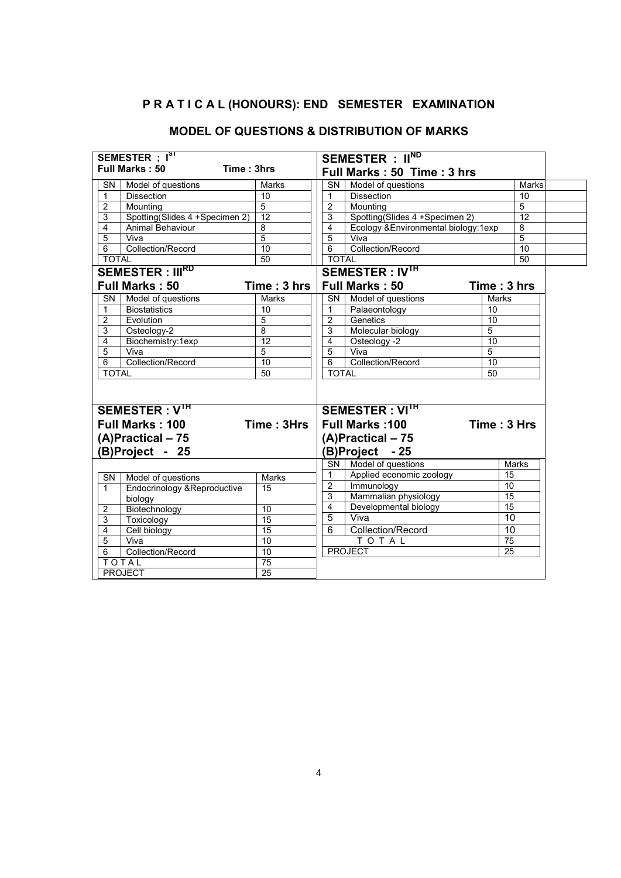# P R A T I C A L (HONOURS): END SEMESTER EXAMINATION

## MODEL OF QUESTIONS & DISTRIBUTION OF MARKS

### SEMESTER ; I[ST]

**Full Marks : 50 Time : 3hrs**

| SN | Model of questions | Marks |
|---|---|---|
| 1 | Dissection | 10 |
| 2 | Mounting | 5 |
| 3 | Spotting(Slides 4 +Specimen 2) | 12 |
| 4 | Animal Behaviour | 8 |
| 5 | Viva | 5 |
| 6 | Collection/Record | 10 |
| TOTAL | | 50 |

### SEMESTER : II[ND]

**Full Marks : 50 Time : 3 hrs**

| SN | Model of questions | Marks |
|---|---|---|
| 1 | Dissection | 10 |
| 2 | Mounting | 5 |
| 3 | Spotting(Slides 4 +Specimen 2) | 12 |
| 4 | Ecology &Environmental biology:1exp | 8 |
| 5 | Viva | 5 |
| 6 | Collection/Record | 10 |
| TOTAL | | 50 |

### SEMESTER : III[RD]

**Full Marks : 50 Time : 3 hrs**

| SN | Model of questions | Marks |
|---|---|---|
| 1 | Biostatistics | 10 |
| 2 | Evolution | 5 |
| 3 | Osteology-2 | 8 |
| 4 | Biochemistry:1exp | 12 |
| 5 | Viva | 5 |
| 6 | Collection/Record | 10 |
| TOTAL | | 50 |

### SEMESTER : IV[TH]

**Full Marks : 50 Time : 3 hrs**

| SN | Model of questions | Marks |
|---|---|---|
| 1 | Palaeontology | 10 |
| 2 | Genetics | 10 |
| 3 | Molecular biology | 5 |
| 4 | Osteology -2 | 10 |
| 5 | Viva | 5 |
| 6 | Collection/Record | 10 |
| TOTAL | | 50 |

### SEMESTER : V[TH]

**Full Marks : 100 Time : 3Hrs**

**(A)Practical – 75**

**(B)Project - 25**

| SN | Model of questions | Marks |
|---|---|---|
| 1 | Endocrinology &Reproductive biology | 15 |
| 2 | Biotechnology | 10 |
| 3 | Toxicology | 15 |
| 4 | Cell biology | 15 |
| 5 | Viva | 10 |
| 6 | Collection/Record | 10 |
| TOTAL | | 75 |
| PROJECT | | 25 |

### SEMESTER : VI[TH]

**Full Marks :100 Time : 3 Hrs**

**(A)Practical – 75**

**(B)Project - 25**

| SN | Model of questions | Marks |
|---|---|---|
| 1 | Applied economic zoology | 15 |
| 2 | Immunology | 10 |
| 3 | Mammalian physiology | 15 |
| 4 | Developmental biology | 15 |
| 5 | Viva | 10 |
| 6 | Collection/Record | 10 |
| TOTAL | | 75 |
| PROJECT | | 25 |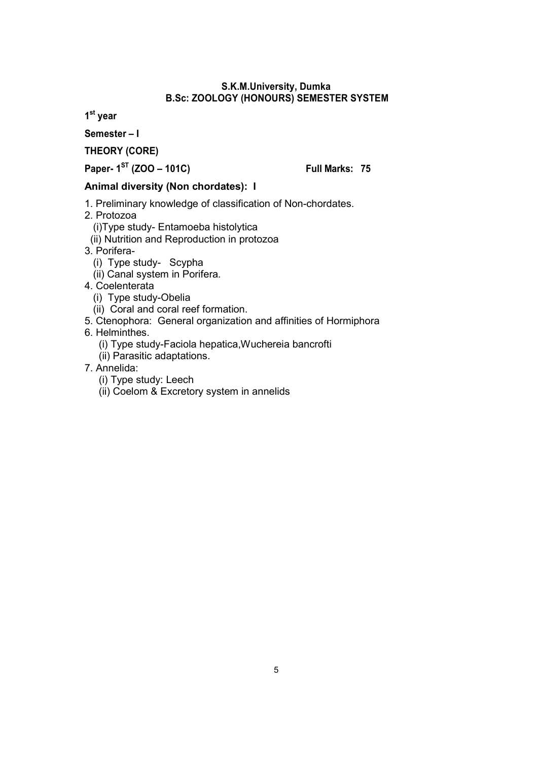## S.K.M.University, Dumka
## B.Sc: ZOOLOGY (HONOURS) SEMESTER SYSTEM

**1st year**

**Semester – I**

**THEORY (CORE)**

**Paper- 1ST (ZOO – 101C)** **Full Marks: 75**

### Animal diversity (Non chordates): I

1. Preliminary knowledge of classification of Non-chordates.
2. Protozoa
   (i)Type study- Entamoeba histolytica
   (ii) Nutrition and Reproduction in protozoa
3. Porifera-
   (i) Type study- Scypha
   (ii) Canal system in Porifera.
4. Coelenterata
   (i) Type study-Obelia
   (ii) Coral and coral reef formation.
5. Ctenophora: General organization and affinities of Hormiphora
6. Helminthes.
   (i) Type study-Faciola hepatica,Wuchereia bancrofti
   (ii) Parasitic adaptations.
7. Annelida:
   (i) Type study: Leech
   (ii) Coelom & Excretory system in annelids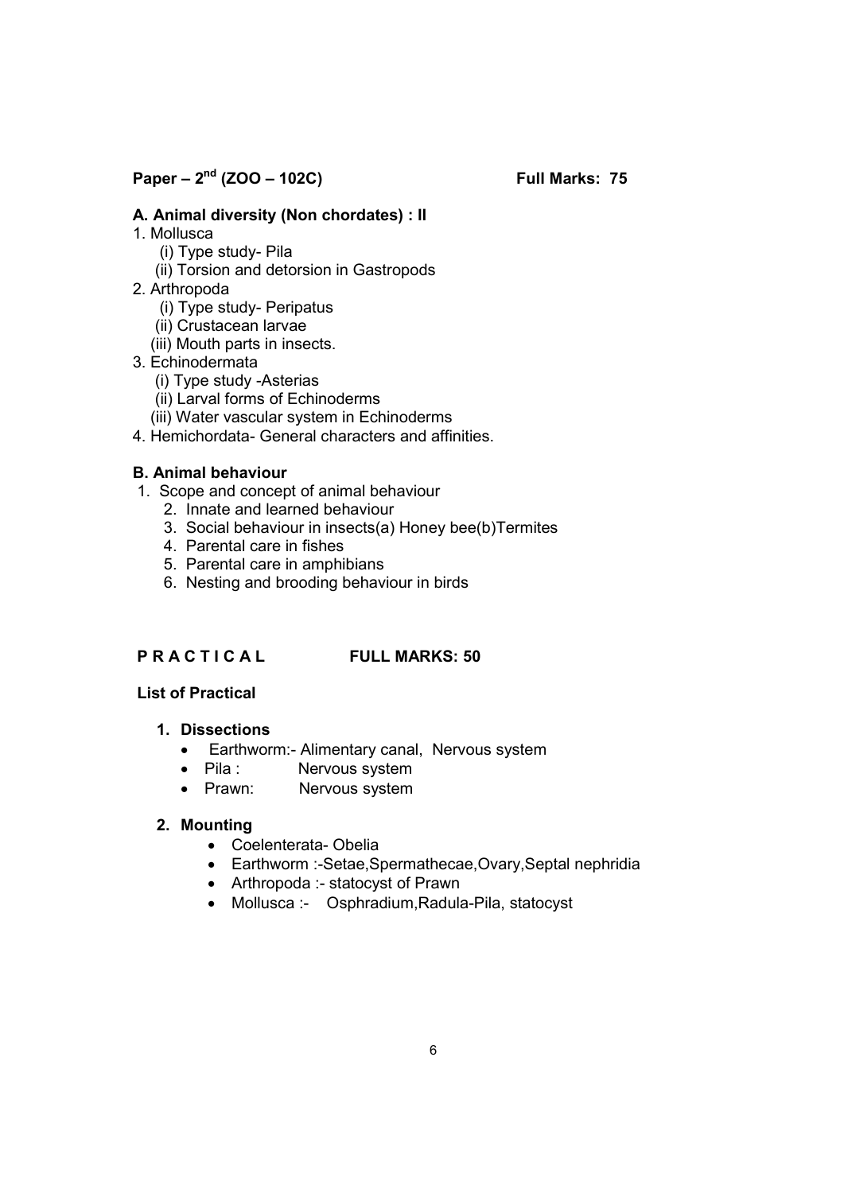**Paper – 2[nd] (ZOO – 102C)** **Full Marks: 75**

**A. Animal diversity (Non chordates) : II**

1. Mollusca
   (i) Type study- Pila
   (ii) Torsion and detorsion in Gastropods
2. Arthropoda
   (i) Type study- Peripatus
   (ii) Crustacean larvae
   (iii) Mouth parts in insects.
3. Echinodermata
   (i) Type study -Asterias
   (ii) Larval forms of Echinoderms
   (iii) Water vascular system in Echinoderms
4. Hemichordata- General characters and affinities.

**B. Animal behaviour**

1. Scope and concept of animal behaviour
2. Innate and learned behaviour
3. Social behaviour in insects(a) Honey bee(b)Termites
4. Parental care in fishes
5. Parental care in amphibians
6. Nesting and brooding behaviour in birds

**P R A C T I C A L** **FULL MARKS: 50**

**List of Practical**

1. **Dissections**
   - Earthworm:- Alimentary canal, Nervous system
   - Pila : Nervous system
   - Prawn: Nervous system
2. **Mounting**
   - Coelenterata- Obelia
   - Earthworm :-Setae,Spermathecae,Ovary,Septal nephridia
   - Arthropoda :- statocyst of Prawn
   - Mollusca :- Osphradium,Radula-Pila, statocyst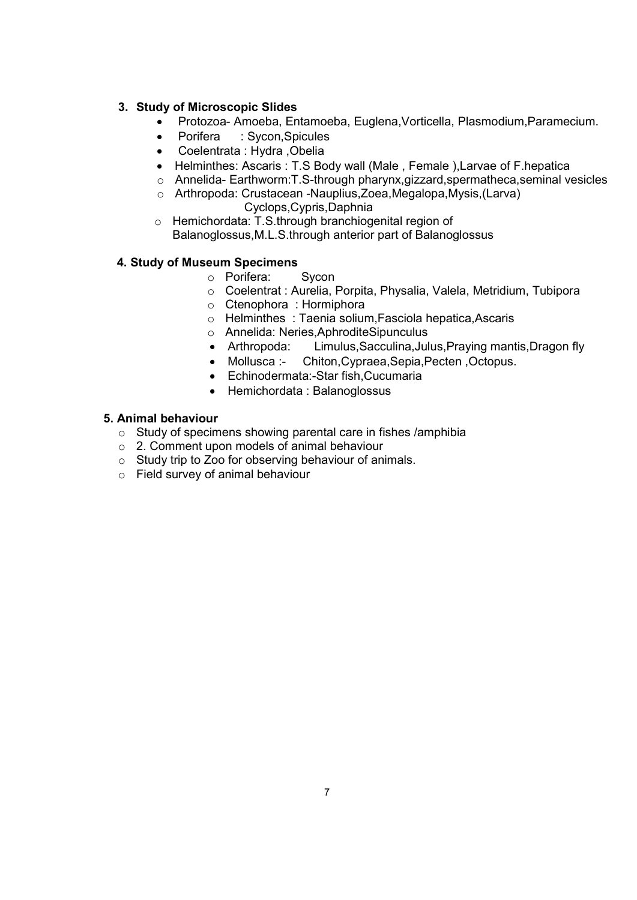### 3. Study of Microscopic Slides

- Protozoa- Amoeba, Entamoeba, Euglena,Vorticella, Plasmodium,Paramecium.
- Porifera : Sycon,Spicules
- Coelentrata : Hydra ,Obelia
- Helminthes: Ascaris : T.S Body wall (Male , Female ),Larvae of F.hepatica
- Annelida- Earthworm:T.S-through pharynx,gizzard,spermatheca,seminal vesicles
- Arthropoda: Crustacean -Nauplius,Zoea,Megalopa,Mysis,(Larva) Cyclops,Cypris,Daphnia
- Hemichordata: T.S.through branchiogenital region of Balanoglossus,M.L.S.through anterior part of Balanoglossus

### 4. Study of Museum Specimens

- Porifera: Sycon
- Coelentrat : Aurelia, Porpita, Physalia, Valela, Metridium, Tubipora
- Ctenophora : Hormiphora
- Helminthes : Taenia solium,Fasciola hepatica,Ascaris
- Annelida: Neries,AphroditeSipunculus
- Arthropoda: Limulus,Sacculina,Julus,Praying mantis,Dragon fly
- Mollusca :- Chiton,Cypraea,Sepia,Pecten ,Octopus.
- Echinodermata:-Star fish,Cucumaria
- Hemichordata : Balanoglossus

### 5. Animal behaviour

- Study of specimens showing parental care in fishes /amphibia
- 2. Comment upon models of animal behaviour
- Study trip to Zoo for observing behaviour of animals.
- Field survey of animal behaviour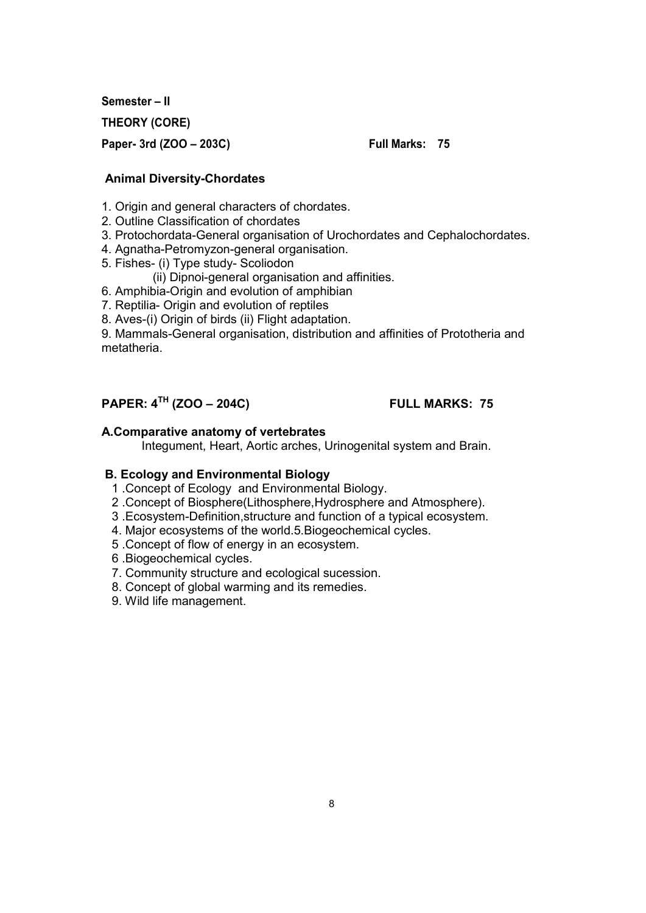**Semester – II**

**THEORY (CORE)**

**Paper- 3rd (ZOO – 203C)** **Full Marks: 75**

**Animal Diversity-Chordates**

1. Origin and general characters of chordates.
2. Outline Classification of chordates
3. Protochordata-General organisation of Urochordates and Cephalochordates.
4. Agnatha-Petromyzon-general organisation.
5. Fishes- (i) Type study- Scoliodon
   (ii) Dipnoi-general organisation and affinities.
6. Amphibia-Origin and evolution of amphibian
7. Reptilia- Origin and evolution of reptiles
8. Aves-(i) Origin of birds (ii) Flight adaptation.
9. Mammals-General organisation, distribution and affinities of Prototheria and metatheria.

**PAPER: 4TH (ZOO – 204C)** **FULL MARKS: 75**

**A.Comparative anatomy of vertebrates**

Integument, Heart, Aortic arches, Urinogenital system and Brain.

**B. Ecology and Environmental Biology**

1 .Concept of Ecology and Environmental Biology.
2 .Concept of Biosphere(Lithosphere,Hydrosphere and Atmosphere).
3 .Ecosystem-Definition,structure and function of a typical ecosystem.
4. Major ecosystems of the world.5.Biogeochemical cycles.
5 .Concept of flow of energy in an ecosystem.
6 .Biogeochemical cycles.
7. Community structure and ecological sucession.
8. Concept of global warming and its remedies.
9. Wild life management.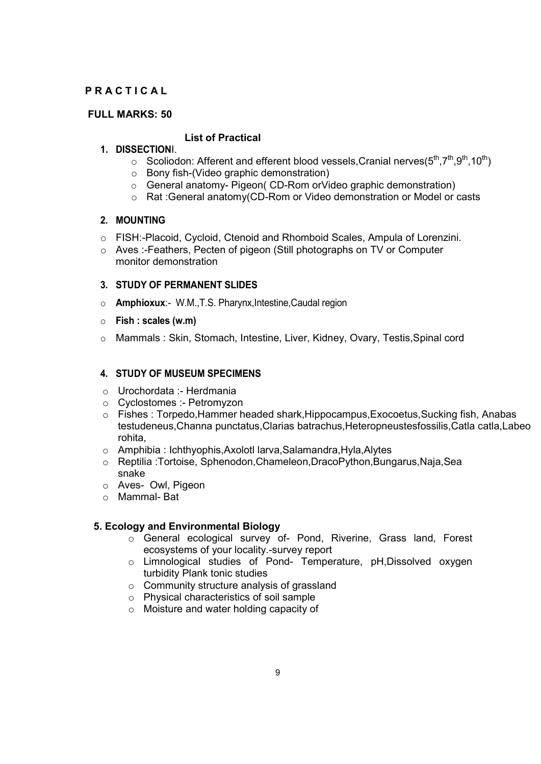**P R A C T I C A L**

**FULL MARKS: 50**

**List of Practical**

1. **DISSECTION**I.
   - Scoliodon: Afferent and efferent blood vessels,Cranial nerves($5^{th}$,$7^{th}$,$9^{th}$,$10^{th}$)
   - Bony fish-(Video graphic demonstration)
   - General anatomy- Pigeon( CD-Rom orVideo graphic demonstration)
   - Rat :General anatomy(CD-Rom or Video demonstration or Model or casts

2. **MOUNTING**

- FISH:-Placoid, Cycloid, Ctenoid and Rhomboid Scales, Ampula of Lorenzini.
- Aves :-Feathers, Pecten of pigeon (Still photographs on TV or Computer monitor demonstration

3. **STUDY OF PERMANENT SLIDES**

- **Amphioxux**:- W.M.,T.S. Pharynx,Intestine,Caudal region
- **Fish : scales (w.m)**
- Mammals : Skin, Stomach, Intestine, Liver, Kidney, Ovary, Testis,Spinal cord

4. **STUDY OF MUSEUM SPECIMENS**

- Urochordata :- Herdmania
- Cyclostomes :- Petromyzon
- Fishes : Torpedo,Hammer headed shark,Hippocampus,Exocoetus,Sucking fish, Anabas testudeneus,Channa punctatus,Clarias batrachus,Heteropneustesfossilis,Catla catla,Labeo rohita,
- Amphibia : Ichthyophis,Axolotl larva,Salamandra,Hyla,Alytes
- Reptilia :Tortoise, Sphenodon,Chameleon,DracoPython,Bungarus,Naja,Sea snake
- Aves- Owl, Pigeon
- Mammal- Bat

**5. Ecology and Environmental Biology**

- General ecological survey of- Pond, Riverine, Grass land, Forest ecosystems of your locality.-survey report
- Limnological studies of Pond- Temperature, pH,Dissolved oxygen turbidity Plank tonic studies
- Community structure analysis of grassland
- Physical characteristics of soil sample
- Moisture and water holding capacity of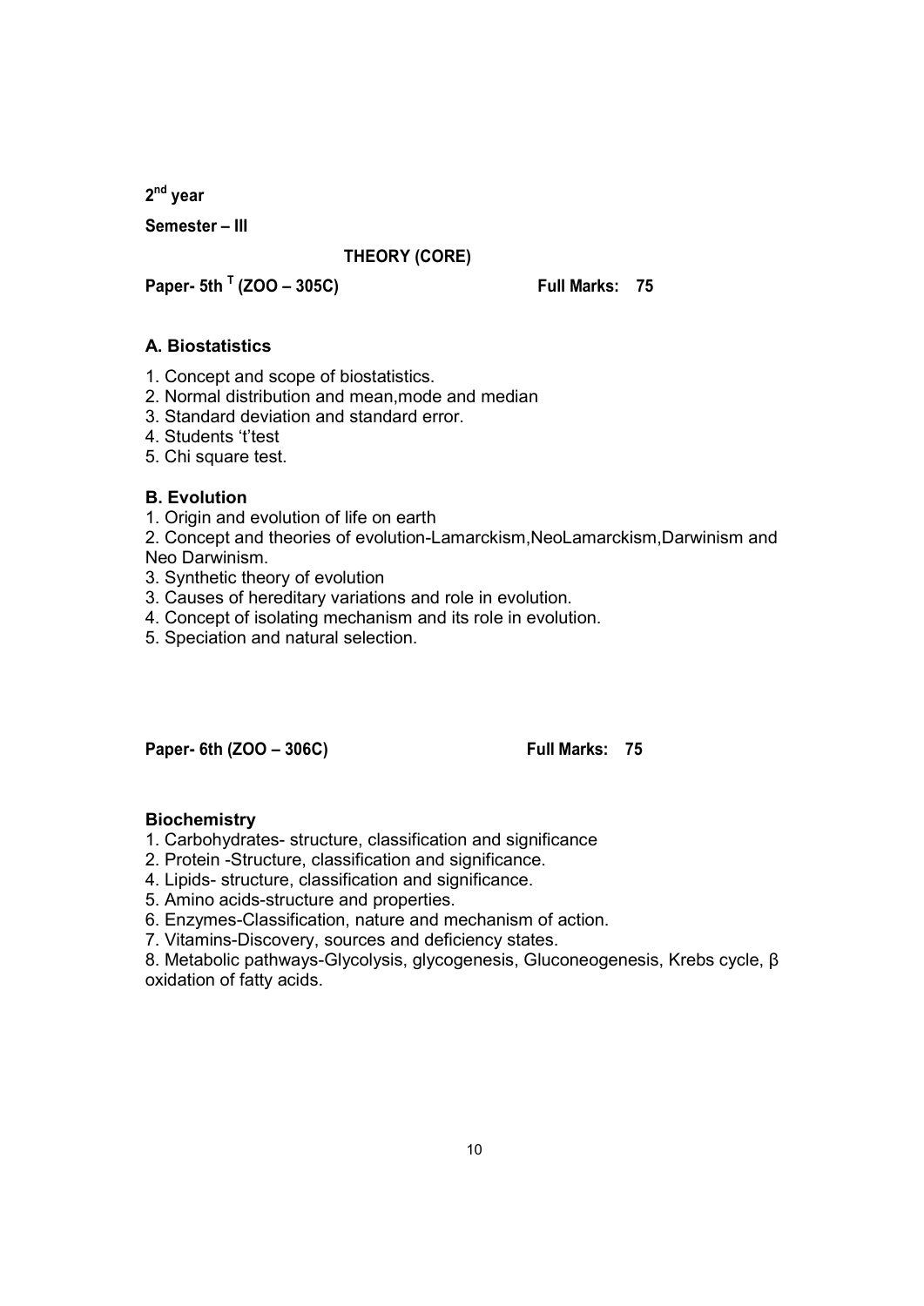**2nd year**

**Semester – III**

**THEORY (CORE)**

**Paper- 5th T (ZOO – 305C)** **Full Marks: 75**

### A. Biostatistics

1. Concept and scope of biostatistics.
2. Normal distribution and mean,mode and median
3. Standard deviation and standard error.
4. Students ‘t’test
5. Chi square test.

### B. Evolution

1. Origin and evolution of life on earth
2. Concept and theories of evolution-Lamarckism,NeoLamarckism,Darwinism and Neo Darwinism.
3. Synthetic theory of evolution
3. Causes of hereditary variations and role in evolution.
4. Concept of isolating mechanism and its role in evolution.
5. Speciation and natural selection.

**Paper- 6th (ZOO – 306C)** **Full Marks: 75**

### Biochemistry

1. Carbohydrates- structure, classification and significance
2. Protein -Structure, classification and significance.
4. Lipids- structure, classification and significance.
5. Amino acids-structure and properties.
6. Enzymes-Classification, nature and mechanism of action.
7. Vitamins-Discovery, sources and deficiency states.
8. Metabolic pathways-Glycolysis, glycogenesis, Gluconeogenesis, Krebs cycle, β oxidation of fatty acids.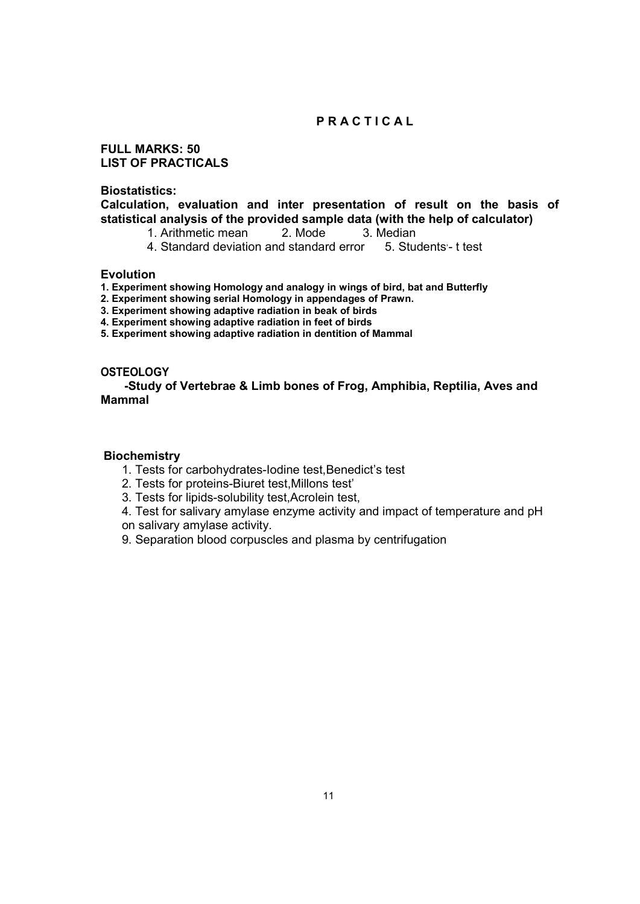# P R A C T I C A L

**FULL MARKS: 50**
**LIST OF PRACTICALS**

**Biostatistics:**

**Calculation, evaluation and inter presentation of result on the basis of statistical analysis of the provided sample data (with the help of calculator)**

1. Arithmetic mean 2. Mode 3. Median
4. Standard deviation and standard error 5. Students'- t test

**Evolution**

1. **Experiment showing Homology and analogy in wings of bird, bat and Butterfly**
2. **Experiment showing serial Homology in appendages of Prawn.**
3. **Experiment showing adaptive radiation in beak of birds**
4. **Experiment showing adaptive radiation in feet of birds**
5. **Experiment showing adaptive radiation in dentition of Mammal**

**OSTEOLOGY**

**-Study of Vertebrae & Limb bones of Frog, Amphibia, Reptilia, Aves and Mammal**

**Biochemistry**

1. Tests for carbohydrates-Iodine test,Benedict's test
2. Tests for proteins-Biuret test,Millons test'
3. Tests for lipids-solubility test,Acrolein test,
4. Test for salivary amylase enzyme activity and impact of temperature and pH on salivary amylase activity.
9. Separation blood corpuscles and plasma by centrifugation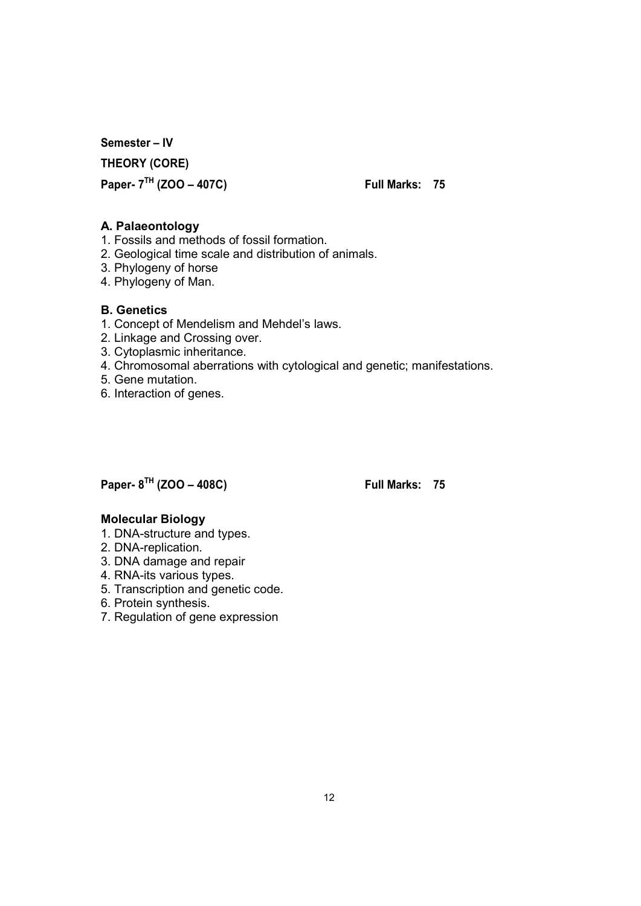**Semester – IV**

**THEORY (CORE)**

**Paper- 7TH (ZOO – 407C)** **Full Marks: 75**

### A. Palaeontology

1. Fossils and methods of fossil formation.
2. Geological time scale and distribution of animals.
3. Phylogeny of horse
4. Phylogeny of Man.

### B. Genetics

1. Concept of Mendelism and Mehdel's laws.
2. Linkage and Crossing over.
3. Cytoplasmic inheritance.
4. Chromosomal aberrations with cytological and genetic; manifestations.
5. Gene mutation.
6. Interaction of genes.

**Paper- 8TH (ZOO – 408C)** **Full Marks: 75**

### Molecular Biology

1. DNA-structure and types.
2. DNA-replication.
3. DNA damage and repair
4. RNA-its various types.
5. Transcription and genetic code.
6. Protein synthesis.
7. Regulation of gene expression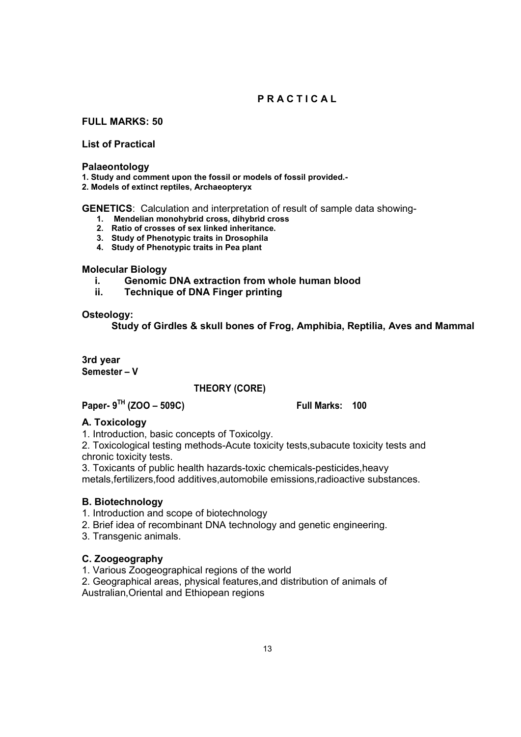## P R A C T I C A L

**FULL MARKS: 50**

**List of Practical**

**Palaeontology**

**1. Study and comment upon the fossil or models of fossil provided.-**
**2. Models of extinct reptiles, Archaeopteryx**

**GENETICS**: Calculation and interpretation of result of sample data showing-

1. **Mendelian monohybrid cross, dihybrid cross**
2. **Ratio of crosses of sex linked inheritance.**
3. **Study of Phenotypic traits in Drosophila**
4. **Study of Phenotypic traits in Pea plant**

**Molecular Biology**

- i. **Genomic DNA extraction from whole human blood**
- ii. **Technique of DNA Finger printing**

**Osteology:**

**Study of Girdles & skull bones of Frog, Amphibia, Reptilia, Aves and Mammal**

**3rd year**
**Semester – V**

**THEORY (CORE)**

**Paper- 9TH (ZOO – 509C)** **Full Marks: 100**

### A. Toxicology

1. Introduction, basic concepts of Toxicolgy.
2. Toxicological testing methods-Acute toxicity tests,subacute toxicity tests and chronic toxicity tests.
3. Toxicants of public health hazards-toxic chemicals-pesticides,heavy metals,fertilizers,food additives,automobile emissions,radioactive substances.

### B. Biotechnology

1. Introduction and scope of biotechnology
2. Brief idea of recombinant DNA technology and genetic engineering.
3. Transgenic animals.

### C. Zoogeography

1. Various Zoogeographical regions of the world
2. Geographical areas, physical features,and distribution of animals of Australian,Oriental and Ethiopean regions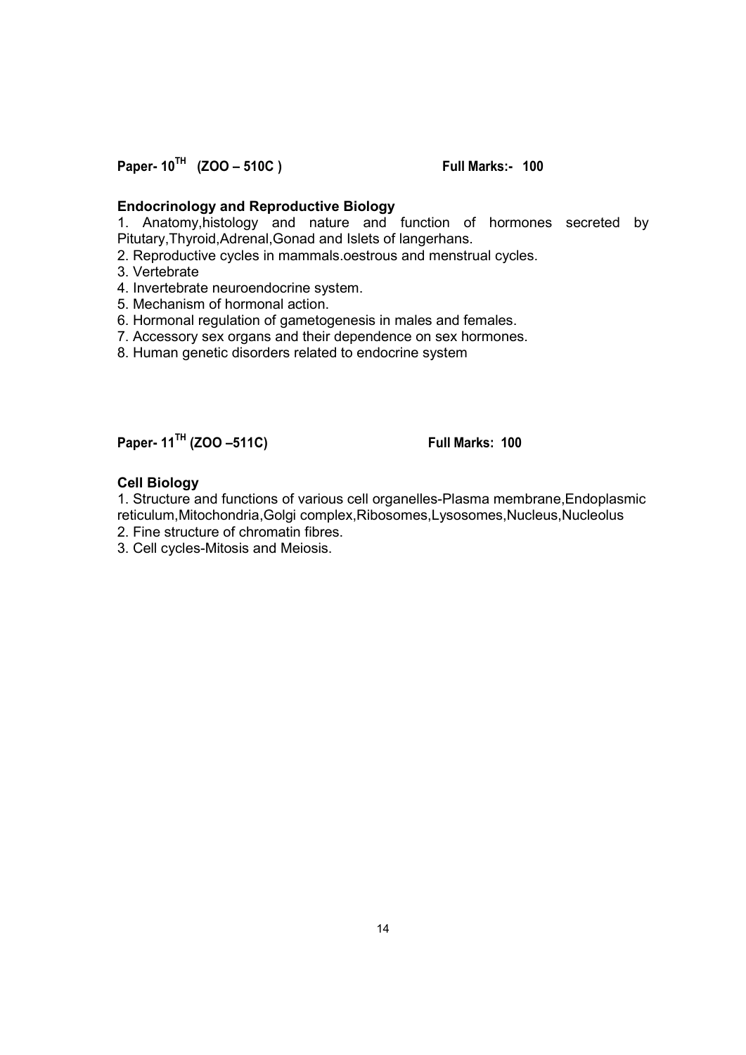**Paper- 10$^{TH}$ (ZOO – 510C )** **Full Marks:- 100**

**Endocrinology and Reproductive Biology**

1. Anatomy,histology and nature and function of hormones secreted by Pitutary,Thyroid,Adrenal,Gonad and Islets of langerhans.
2. Reproductive cycles in mammals.oestrous and menstrual cycles.
3. Vertebrate
4. Invertebrate neuroendocrine system.
5. Mechanism of hormonal action.
6. Hormonal regulation of gametogenesis in males and females.
7. Accessory sex organs and their dependence on sex hormones.
8. Human genetic disorders related to endocrine system

**Paper- 11$^{TH}$ (ZOO –511C)** **Full Marks: 100**

**Cell Biology**

1. Structure and functions of various cell organelles-Plasma membrane,Endoplasmic reticulum,Mitochondria,Golgi complex,Ribosomes,Lysosomes,Nucleus,Nucleolus
2. Fine structure of chromatin fibres.
3. Cell cycles-Mitosis and Meiosis.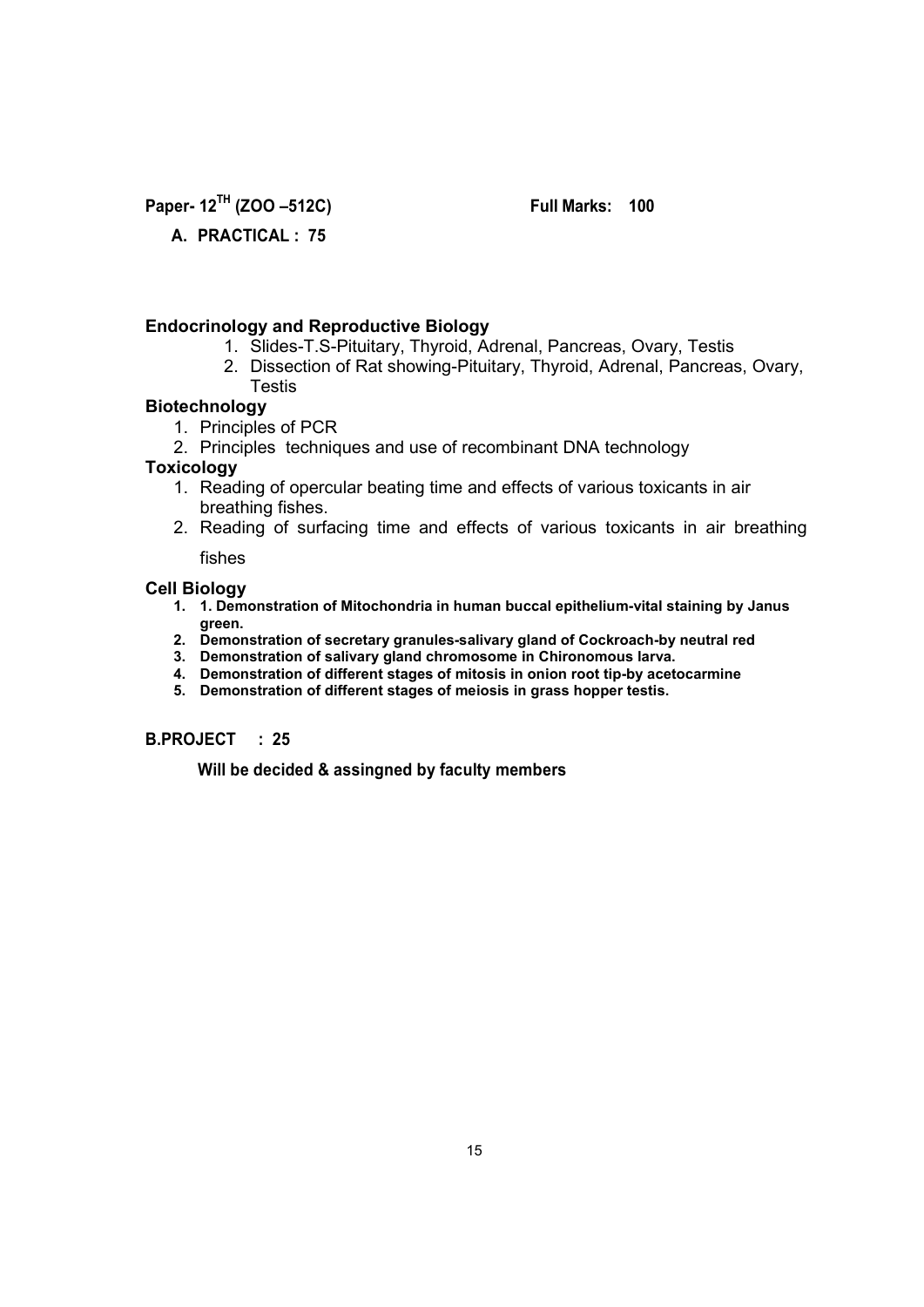**Paper- 12$^{TH}$ (ZOO –512C)** **Full Marks: 100**

**A. PRACTICAL : 75**

### Endocrinology and Reproductive Biology

1. Slides-T.S-Pituitary, Thyroid, Adrenal, Pancreas, Ovary, Testis
2. Dissection of Rat showing-Pituitary, Thyroid, Adrenal, Pancreas, Ovary, Testis

### Biotechnology

1. Principles of PCR
2. Principles techniques and use of recombinant DNA technology

### Toxicology

1. Reading of opercular beating time and effects of various toxicants in air breathing fishes.
2. Reading of surfacing time and effects of various toxicants in air breathing fishes

### Cell Biology

1. **1. Demonstration of Mitochondria in human buccal epithelium-vital staining by Janus green.**
2. **Demonstration of secretary granules-salivary gland of Cockroach-by neutral red**
3. **Demonstration of salivary gland chromosome in Chironomous larva.**
4. **Demonstration of different stages of mitosis in onion root tip-by acetocarmine**
5. **Demonstration of different stages of meiosis in grass hopper testis.**

**B.PROJECT : 25**

**Will be decided & assingned by faculty members**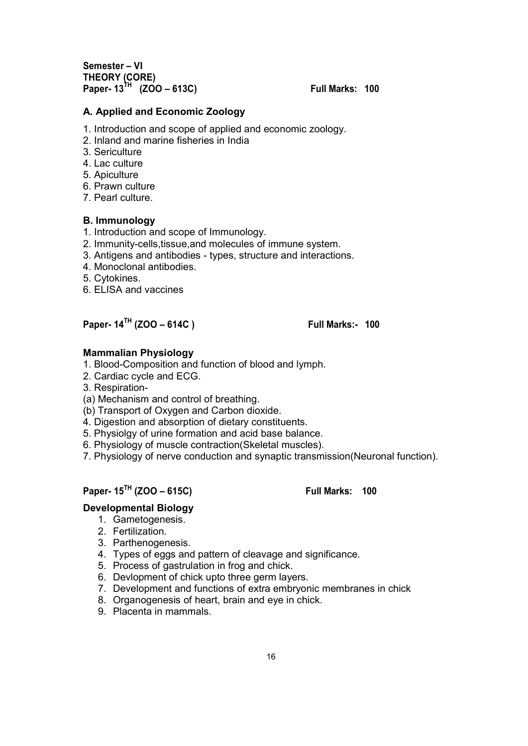**Semester – VI**
**THEORY (CORE)**
**Paper- 13TH (ZOO – 613C)** **Full Marks: 100**

### A. Applied and Economic Zoology

1. Introduction and scope of applied and economic zoology.
2. Inland and marine fisheries in India
3. Sericulture
4. Lac culture
5. Apiculture
6. Prawn culture
7. Pearl culture.

### B. Immunology

1. Introduction and scope of Immunology.
2. Immunity-cells,tissue,and molecules of immune system.
3. Antigens and antibodies - types, structure and interactions.
4. Monoclonal antibodies.
5. Cytokines.
6. ELISA and vaccines

**Paper- 14TH (ZOO – 614C )** **Full Marks:- 100**

### Mammalian Physiology

1. Blood-Composition and function of blood and lymph.
2. Cardiac cycle and ECG.
3. Respiration-
(a) Mechanism and control of breathing.
(b) Transport of Oxygen and Carbon dioxide.
4. Digestion and absorption of dietary constituents.
5. Physiolgy of urine formation and acid base balance.
6. Physiology of muscle contraction(Skeletal muscles).
7. Physiology of nerve conduction and synaptic transmission(Neuronal function).

**Paper- 15TH (ZOO – 615C)** **Full Marks: 100**

### Developmental Biology

1. Gametogenesis.
2. Fertilization.
3. Parthenogenesis.
4. Types of eggs and pattern of cleavage and significance.
5. Process of gastrulation in frog and chick.
6. Devlopment of chick upto three germ layers.
7. Development and functions of extra embryonic membranes in chick
8. Organogenesis of heart, brain and eye in chick.
9. Placenta in mammals.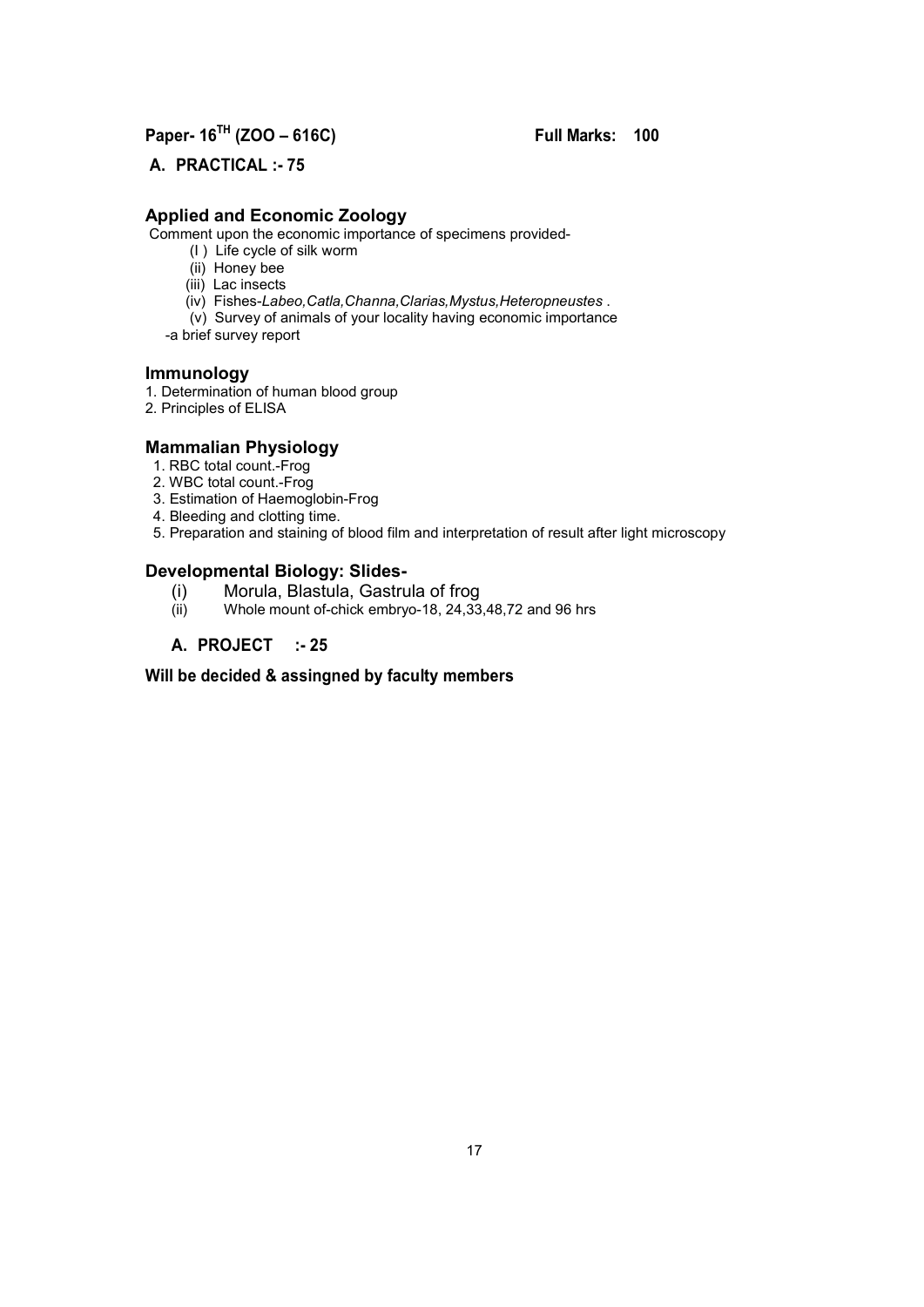**Paper- 16$^{TH}$ (ZOO – 616C)** **Full Marks: 100**

**A. PRACTICAL :- 75**

### Applied and Economic Zoology

Comment upon the economic importance of specimens provided-

(I ) Life cycle of silk worm
(ii) Honey bee
(iii) Lac insects
(iv) Fishes-*Labeo,Catla,Channa,Clarias,Mystus,Heteropneustes* .
(v) Survey of animals of your locality having economic importance
-a brief survey report

### Immunology

1. Determination of human blood group
2. Principles of ELISA

### Mammalian Physiology

1. RBC total count.-Frog
2. WBC total count.-Frog
3. Estimation of Haemoglobin-Frog
4. Bleeding and clotting time.
5. Preparation and staining of blood film and interpretation of result after light microscopy

### Developmental Biology: Slides-

(i) Morula, Blastula, Gastrula of frog
(ii) Whole mount of-chick embryo-18, 24,33,48,72 and 96 hrs

**A. PROJECT :- 25**

**Will be decided & assingned by faculty members**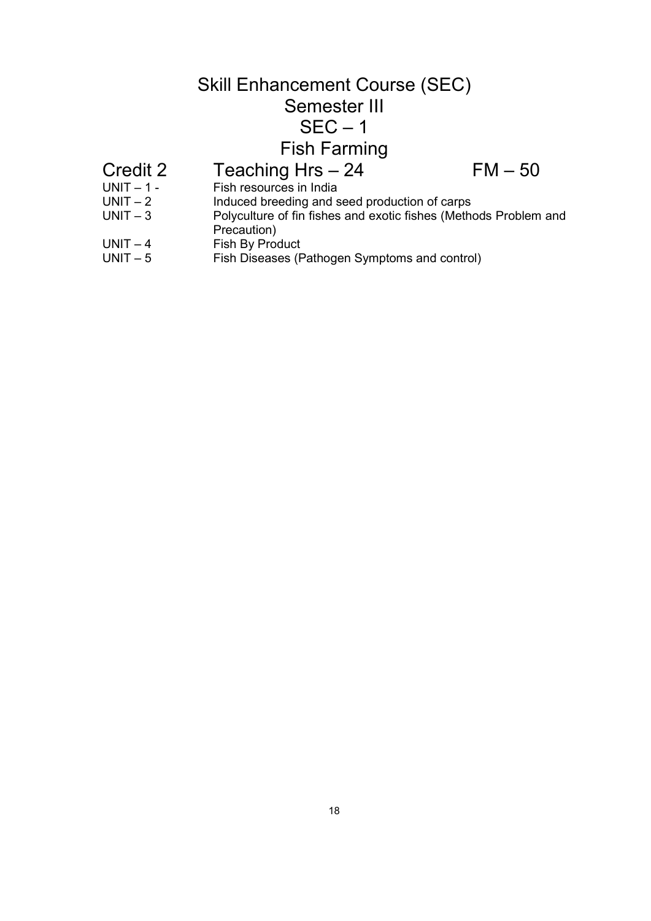# Skill Enhancement Course (SEC)
## Semester III
## SEC – 1
## Fish Farming

**Credit 2 Teaching Hrs – 24 FM – 50**

| | |
|---|---|
| UNIT – 1 - | Fish resources in India |
| UNIT – 2 | Induced breeding and seed production of carps |
| UNIT – 3 | Polyculture of fin fishes and exotic fishes (Methods Problem and Precaution) |
| UNIT – 4 | Fish By Product |
| UNIT – 5 | Fish Diseases (Pathogen Symptoms and control) |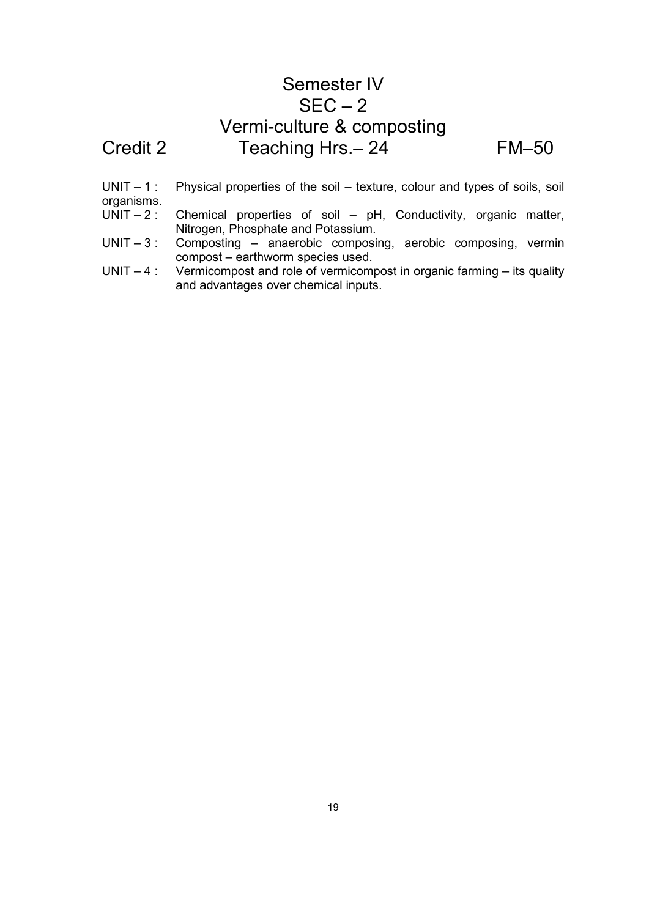# Semester IV

## SEC – 2

## Vermi-culture & composting

Credit 2 Teaching Hrs.– 24 FM–50

UNIT – 1 : Physical properties of the soil – texture, colour and types of soils, soil organisms.

UNIT – 2 : Chemical properties of soil – pH, Conductivity, organic matter, Nitrogen, Phosphate and Potassium.

UNIT – 3 : Composting – anaerobic composing, aerobic composing, vermin compost – earthworm species used.

UNIT – 4 : Vermicompost and role of vermicompost in organic farming – its quality and advantages over chemical inputs.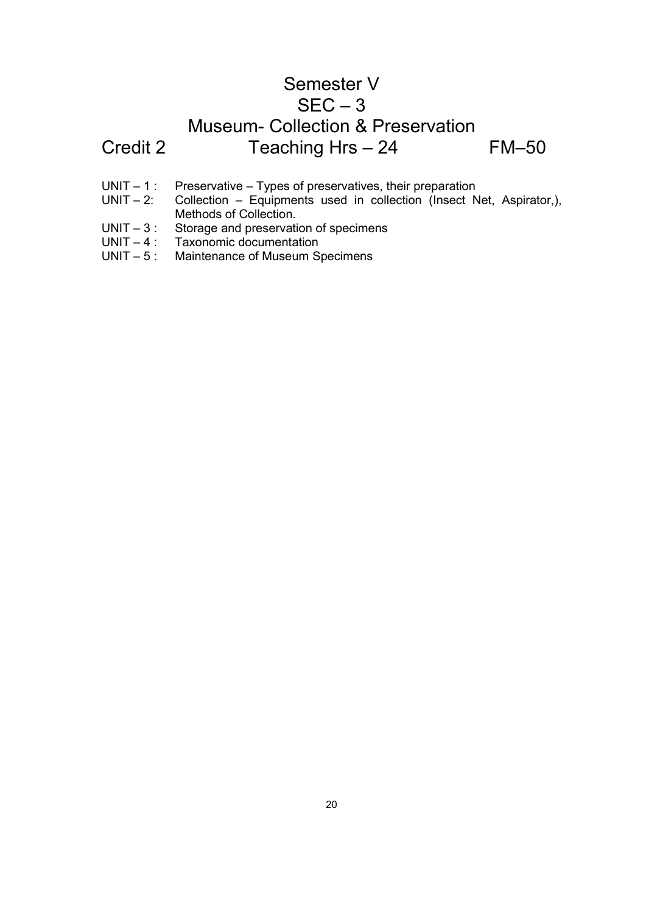# Semester V

## SEC – 3

## Museum- Collection & Preservation

**Credit 2** | **Teaching Hrs – 24** | **FM–50**

UNIT – 1 : Preservative – Types of preservatives, their preparation

UNIT – 2: Collection – Equipments used in collection (Insect Net, Aspirator,), Methods of Collection.

UNIT – 3 : Storage and preservation of specimens

UNIT – 4 : Taxonomic documentation

UNIT – 5 : Maintenance of Museum Specimens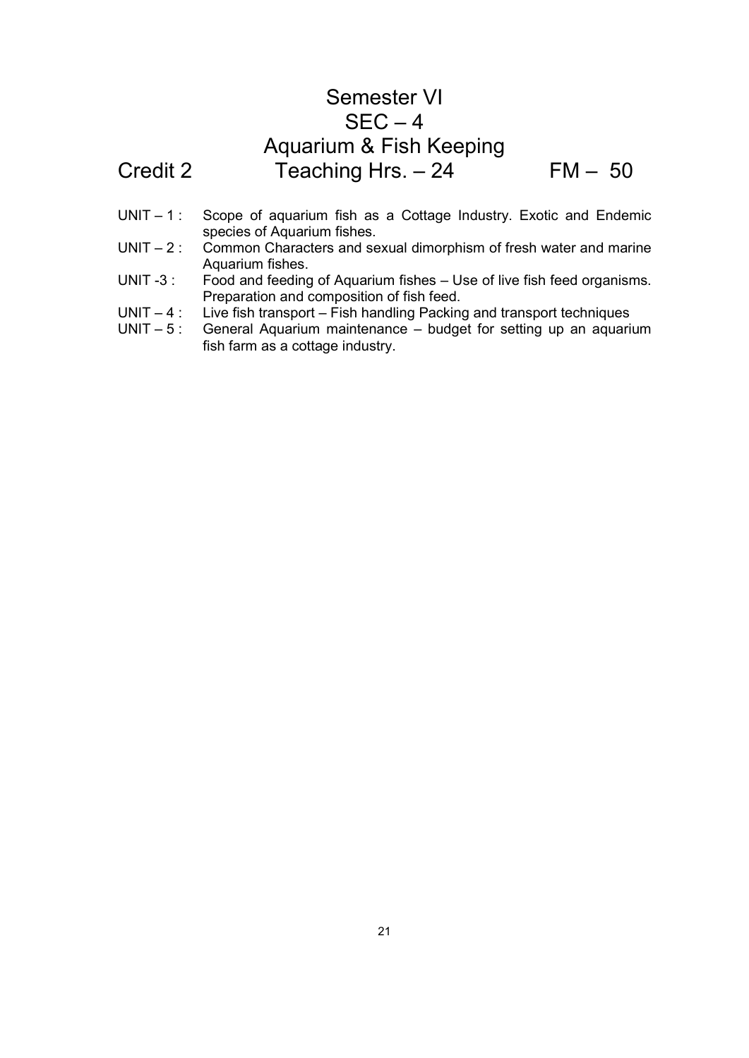# Semester VI
# SEC – 4
# Aquarium & Fish Keeping

Credit 2 Teaching Hrs. – 24 FM – 50

UNIT – 1 : Scope of aquarium fish as a Cottage Industry. Exotic and Endemic species of Aquarium fishes.

UNIT – 2 : Common Characters and sexual dimorphism of fresh water and marine Aquarium fishes.

UNIT -3 : Food and feeding of Aquarium fishes – Use of live fish feed organisms. Preparation and composition of fish feed.

UNIT – 4 : Live fish transport – Fish handling Packing and transport techniques

UNIT – 5 : General Aquarium maintenance – budget for setting up an aquarium fish farm as a cottage industry.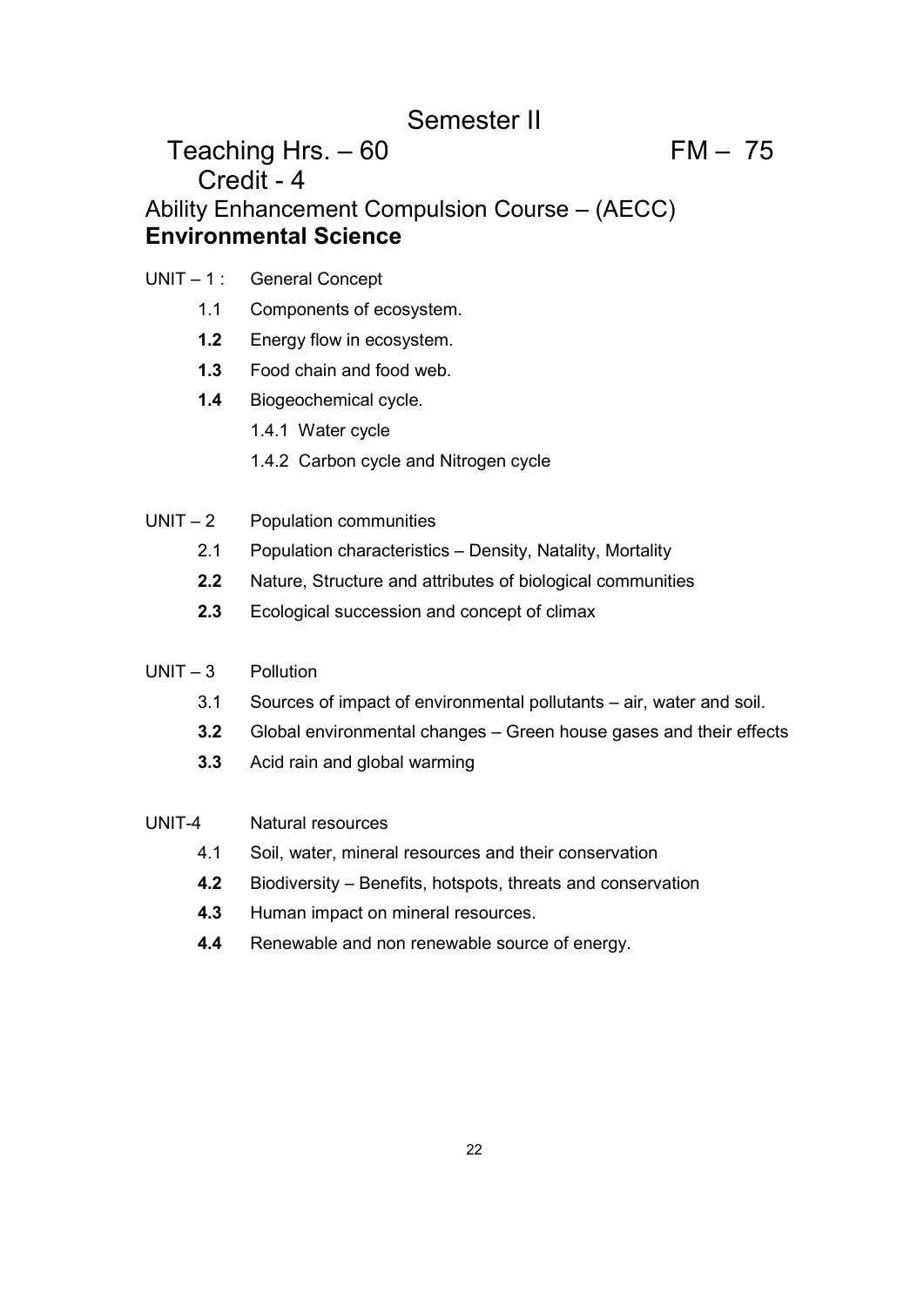# Semester II

Teaching Hrs. – 60 FM – 75

Credit - 4

Ability Enhancement Compulsion Course – (AECC)

## Environmental Science

UNIT – 1 : General Concept

- 1.1 Components of ecosystem.
- **1.2** Energy flow in ecosystem.
- **1.3** Food chain and food web.
- **1.4** Biogeochemical cycle.
  - 1.4.1 Water cycle
  - 1.4.2 Carbon cycle and Nitrogen cycle

UNIT – 2 Population communities

- 2.1 Population characteristics – Density, Natality, Mortality
- **2.2** Nature, Structure and attributes of biological communities
- **2.3** Ecological succession and concept of climax

UNIT – 3 Pollution

- 3.1 Sources of impact of environmental pollutants – air, water and soil.
- **3.2** Global environmental changes – Green house gases and their effects
- **3.3** Acid rain and global warming

UNIT-4 Natural resources

- 4.1 Soil, water, mineral resources and their conservation
- **4.2** Biodiversity – Benefits, hotspots, threats and conservation
- **4.3** Human impact on mineral resources.
- **4.4** Renewable and non renewable source of energy.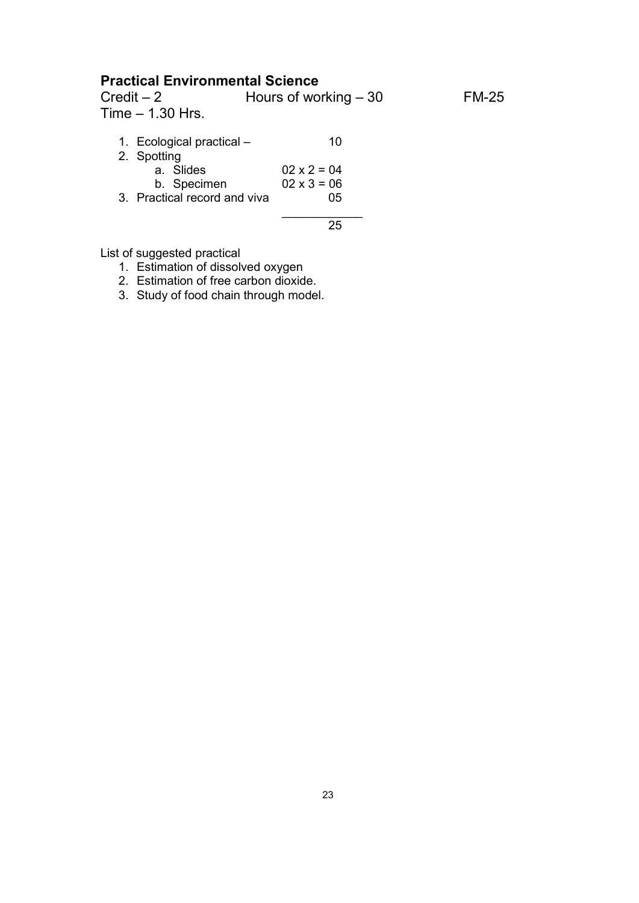## Practical Environmental Science

Credit – 2 Hours of working – 30 FM-25

Time – 1.30 Hrs.

1. Ecological practical – 10
2. Spotting
   a. Slides 02 x 2 = 04
   b. Specimen 02 x 3 = 06
3. Practical record and viva 05

Total: 25

List of suggested practical

1. Estimation of dissolved oxygen
2. Estimation of free carbon dioxide.
3. Study of food chain through model.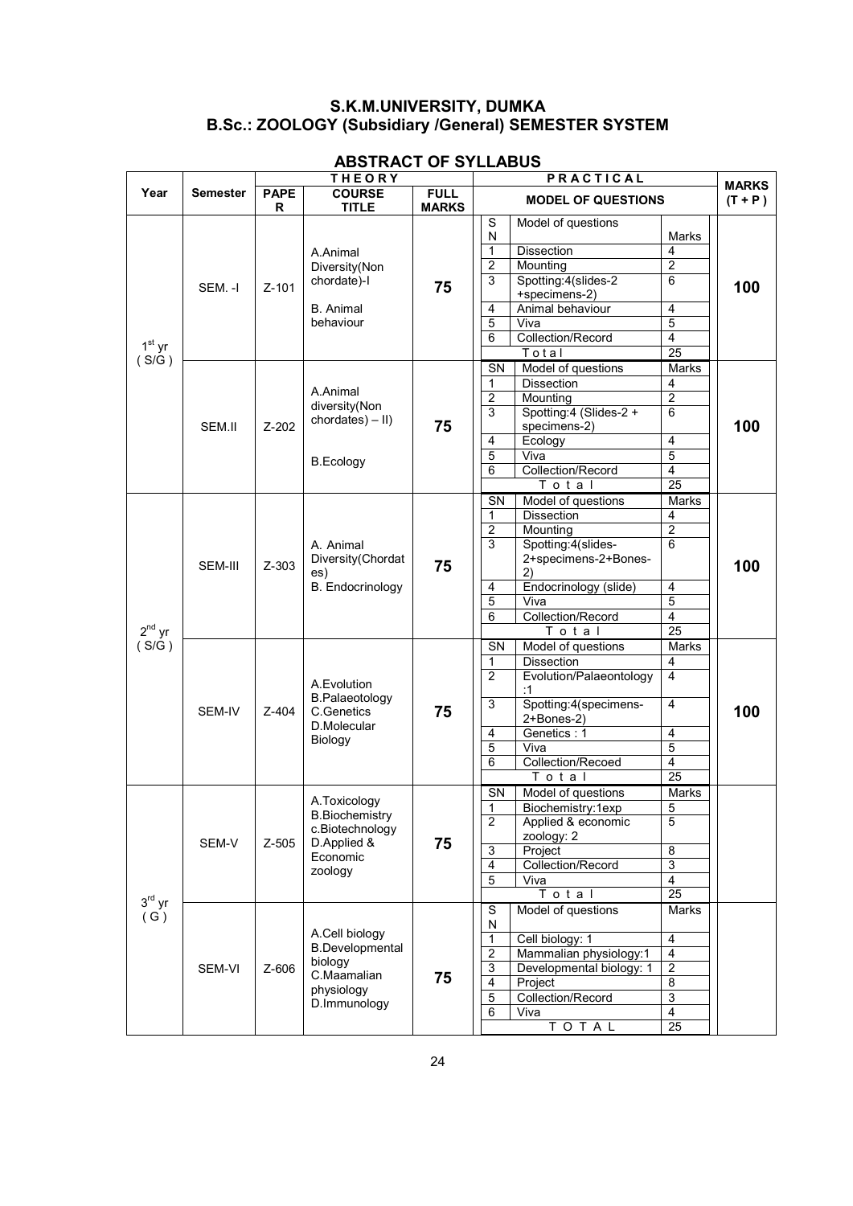# S.K.M.UNIVERSITY, DUMKA
## B.Sc.: ZOOLOGY (Subsidiary /General) SEMESTER SYSTEM

### ABSTRACT OF SYLLABUS

| Year | Semester | THEORY | | | PRACTICAL | | | MARKS (T + P) |
|---|---|---|---|---|---|---|---|---|
| | | PAPER | COURSE TITLE | FULL MARKS | MODEL OF QUESTIONS | | | |
| 1st yr (S/G) | SEM. -I | Z-101 | A.Animal Diversity(Non chordate)-I<br>B. Animal behaviour | 75 | SN | Model of questions | Marks | 100 |
| | | | | | 1 | Dissection | 4 | |
| | | | | | 2 | Mounting | 2 | |
| | | | | | 3 | Spotting:4(slides-2 +specimens-2) | 6 | |
| | | | | | 4 | Animal behaviour | 4 | |
| | | | | | 5 | Viva | 5 | |
| | | | | | 6 | Collection/Record | 4 | |
| | | | | | | Total | 25 | |
| | SEM.II | Z-202 | A.Animal diversity(Non chordates) – II)<br>B.Ecology | 75 | SN | Model of questions | Marks | 100 |
| | | | | | 1 | Dissection | 4 | |
| | | | | | 2 | Mounting | 2 | |
| | | | | | 3 | Spotting:4 (Slides-2 + specimens-2) | 6 | |
| | | | | | 4 | Ecology | 4 | |
| | | | | | 5 | Viva | 5 | |
| | | | | | 6 | Collection/Record | 4 | |
| | | | | | | Total | 25 | |
| 2nd yr (S/G) | SEM-III | Z-303 | A. Animal Diversity(Chordates)<br>B. Endocrinology | 75 | SN | Model of questions | Marks | 100 |
| | | | | | 1 | Dissection | 4 | |
| | | | | | 2 | Mounting | 2 | |
| | | | | | 3 | Spotting:4(slides-2+specimens-2+Bones-2) | 6 | |
| | | | | | 4 | Endocrinology (slide) | 4 | |
| | | | | | 5 | Viva | 5 | |
| | | | | | 6 | Collection/Record | 4 | |
| | | | | | | Total | 25 | |
| | SEM-IV | Z-404 | A.Evolution<br>B.Palaeotology<br>C.Genetics<br>D.Molecular Biology | 75 | SN | Model of questions | Marks | 100 |
| | | | | | 1 | Dissection | 4 | |
| | | | | | 2 | Evolution/Palaeontology :1 | 4 | |
| | | | | | 3 | Spotting:4(specimens-2+Bones-2) | 4 | |
| | | | | | 4 | Genetics : 1 | 4 | |
| | | | | | 5 | Viva | 5 | |
| | | | | | 6 | Collection/Recoed | 4 | |
| | | | | | | Total | 25 | |
| 3rd yr (G) | SEM-V | Z-505 | A.Toxicology<br>B.Biochemistry<br>c.Biotechnology<br>D.Applied & Economic zoology | 75 | SN | Model of questions | Marks | |
| | | | | | 1 | Biochemistry:1exp | 5 | |
| | | | | | 2 | Applied & economic zoology: 2 | 5 | |
| | | | | | 3 | Project | 8 | |
| | | | | | 4 | Collection/Record | 3 | |
| | | | | | 5 | Viva | 4 | |
| | | | | | | Total | 25 | |
| | SEM-VI | Z-606 | A.Cell biology<br>B.Developmental biology<br>C.Maamalian physiology<br>D.Immunology | 75 | SN | Model of questions | Marks | |
| | | | | | 1 | Cell biology: 1 | 4 | |
| | | | | | 2 | Mammalian physiology:1 | 4 | |
| | | | | | 3 | Developmental biology: 1 | 2 | |
| | | | | | 4 | Project | 8 | |
| | | | | | 5 | Collection/Record | 3 | |
| | | | | | 6 | Viva | 4 | |
| | | | | | | TOTAL | 25 | |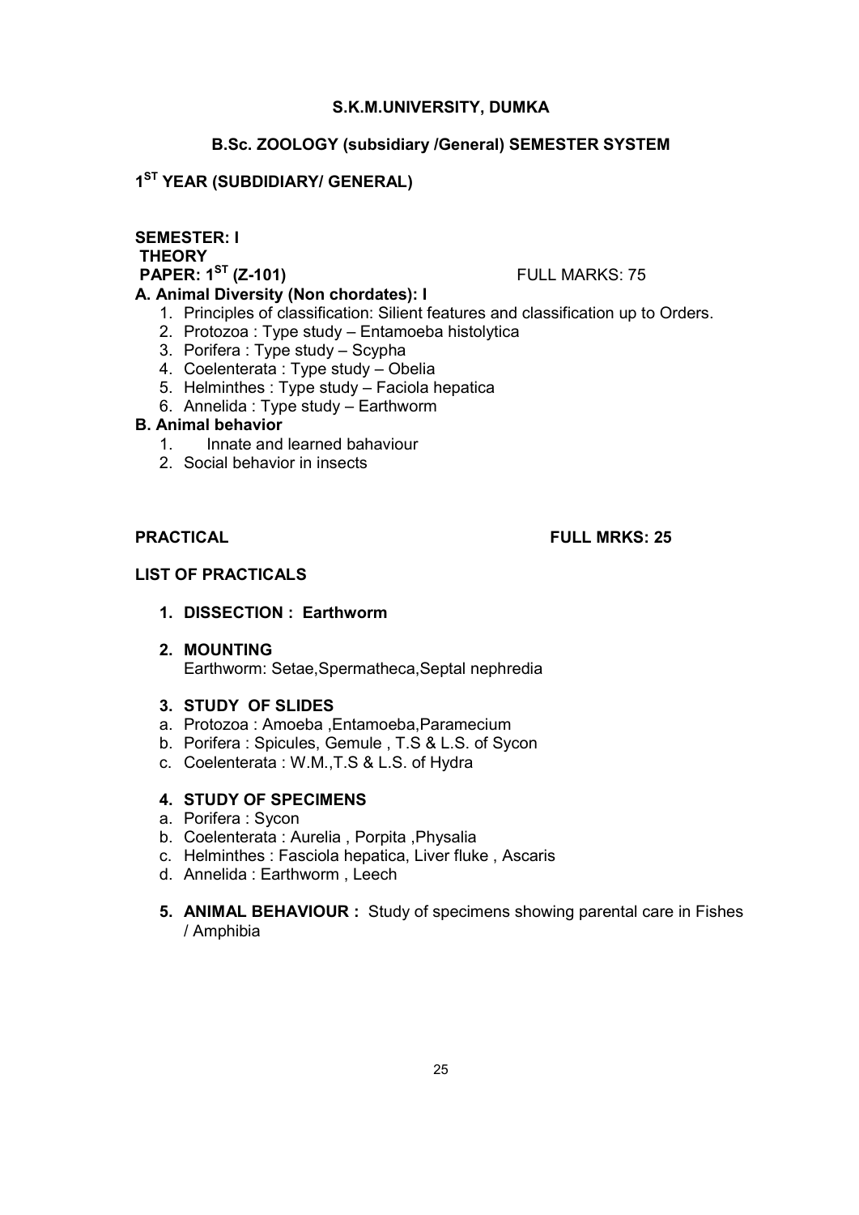**S.K.M.UNIVERSITY, DUMKA**

**B.Sc. ZOOLOGY (subsidiary /General) SEMESTER SYSTEM**

**1ST YEAR (SUBDIDIARY/ GENERAL)**

**SEMESTER: I**

**THEORY**

**PAPER: 1ST (Z-101)** FULL MARKS: 75

**A. Animal Diversity (Non chordates): I**

1. Principles of classification: Silient features and classification up to Orders.
2. Protozoa : Type study – Entamoeba histolytica
3. Porifera : Type study – Scypha
4. Coelenterata : Type study – Obelia
5. Helminthes : Type study – Faciola hepatica
6. Annelida : Type study – Earthworm

**B. Animal behavior**

1. Innate and learned bahaviour
2. Social behavior in insects

**PRACTICAL** **FULL MRKS: 25**

**LIST OF PRACTICALS**

1. **DISSECTION : Earthworm**
2. **MOUNTING**
   Earthworm: Setae,Spermatheca,Septal nephredia
3. **STUDY OF SLIDES**
   a. Protozoa : Amoeba ,Entamoeba,Paramecium
   b. Porifera : Spicules, Gemule , T.S & L.S. of Sycon
   c. Coelenterata : W.M.,T.S & L.S. of Hydra
4. **STUDY OF SPECIMENS**
   a. Porifera : Sycon
   b. Coelenterata : Aurelia , Porpita ,Physalia
   c. Helminthes : Fasciola hepatica, Liver fluke , Ascaris
   d. Annelida : Earthworm , Leech
5. **ANIMAL BEHAVIOUR :** Study of specimens showing parental care in Fishes / Amphibia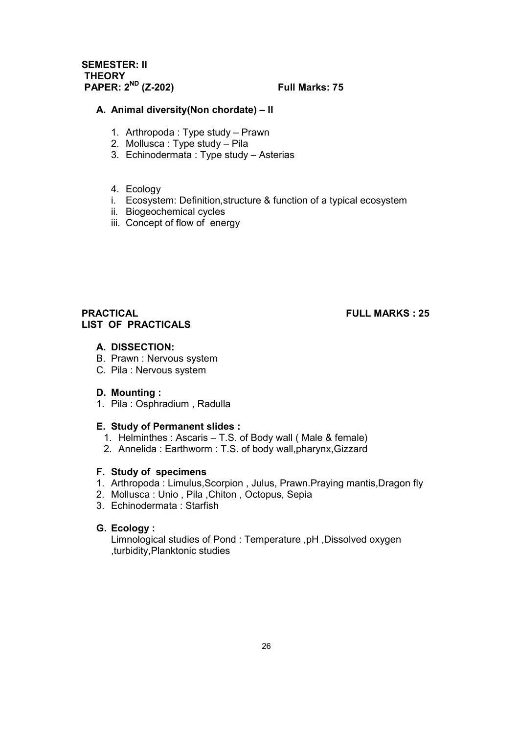**SEMESTER: II**
**THEORY**
**PAPER: 2ND (Z-202)** **Full Marks: 75**

**A. Animal diversity(Non chordate) – II**

1. Arthropoda : Type study – Prawn
2. Mollusca : Type study – Pila
3. Echinodermata : Type study – Asterias

4. Ecology

i. Ecosystem: Definition,structure & function of a typical ecosystem
ii. Biogeochemical cycles
iii. Concept of flow of energy

**PRACTICAL** **FULL MARKS : 25**
**LIST OF PRACTICALS**

**A. DISSECTION:**

B. Prawn : Nervous system
C. Pila : Nervous system

**D. Mounting :**

1. Pila : Osphradium , Radulla

**E. Study of Permanent slides :**

1. Helminthes : Ascaris – T.S. of Body wall ( Male & female)
2. Annelida : Earthworm : T.S. of body wall,pharynx,Gizzard

**F. Study of specimens**

1. Arthropoda : Limulus,Scorpion , Julus, Prawn.Praying mantis,Dragon fly
2. Mollusca : Unio , Pila ,Chiton , Octopus, Sepia
3. Echinodermata : Starfish

**G. Ecology :**

Limnological studies of Pond : Temperature ,pH ,Dissolved oxygen ,turbidity,Planktonic studies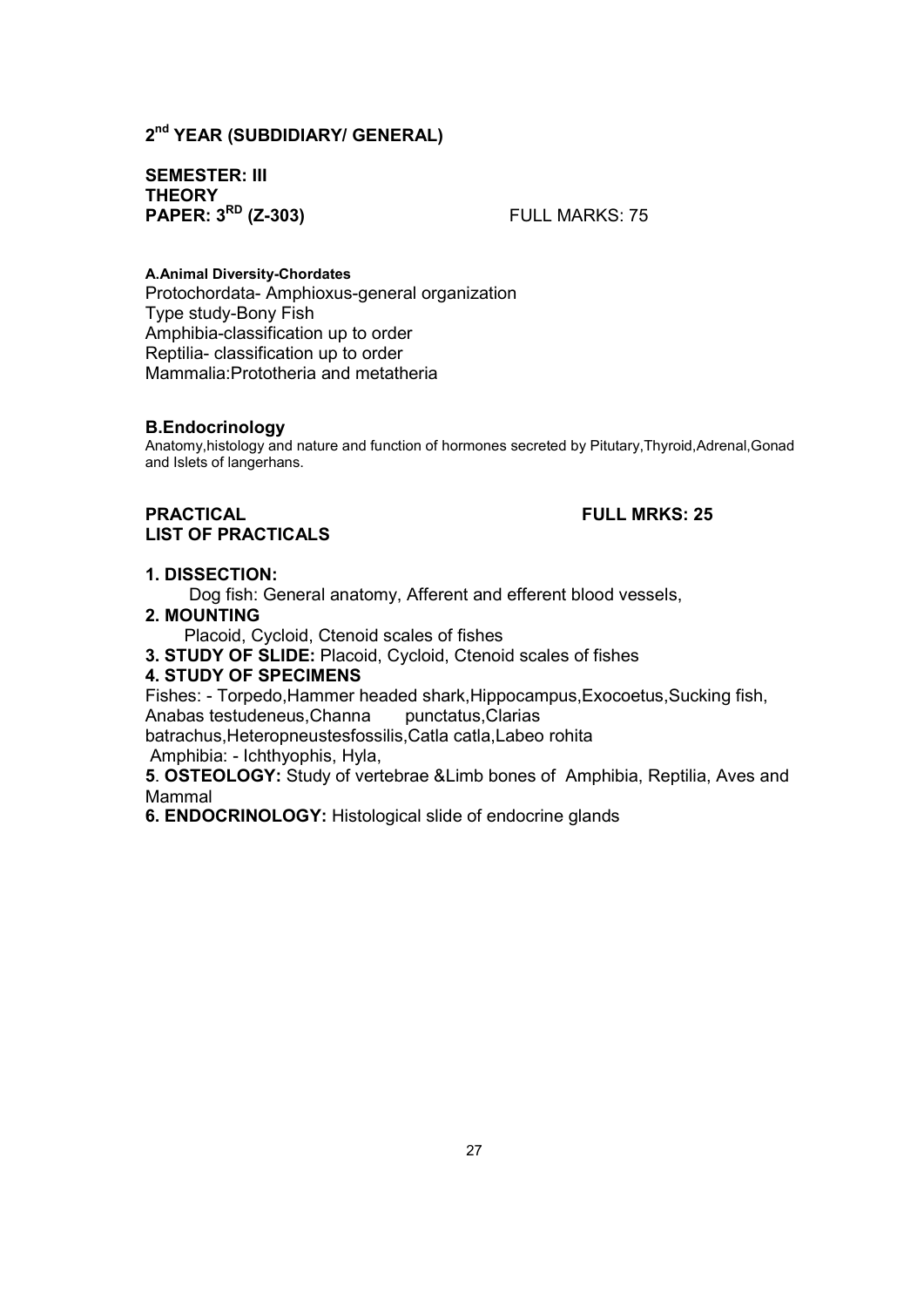## 2$^{nd}$ YEAR (SUBDIDIARY/ GENERAL)

**SEMESTER: III**
**THEORY**
**PAPER: 3$^{RD}$ (Z-303)** FULL MARKS: 75

**A.Animal Diversity-Chordates**

Protochordata- Amphioxus-general organization
Type study-Bony Fish
Amphibia-classification up to order
Reptilia- classification up to order
Mammalia:Prototheria and metatheria

### B.Endocrinology

Anatomy,histology and nature and function of hormones secreted by Pitutary,Thyroid,Adrenal,Gonad and Islets of langerhans.

**PRACTICAL** **FULL MRKS: 25**
**LIST OF PRACTICALS**

**1. DISSECTION:**
Dog fish: General anatomy, Afferent and efferent blood vessels,

**2. MOUNTING**
Placoid, Cycloid, Ctenoid scales of fishes

**3. STUDY OF SLIDE:** Placoid, Cycloid, Ctenoid scales of fishes

**4. STUDY OF SPECIMENS**
Fishes: - Torpedo,Hammer headed shark,Hippocampus,Exocoetus,Sucking fish, Anabas testudeneus,Channa punctatus,Clarias batrachus,Heteropneustesfossilis,Catla catla,Labeo rohita
Amphibia: - Ichthyophis, Hyla,

**5. OSTEOLOGY:** Study of vertebrae &Limb bones of Amphibia, Reptilia, Aves and Mammal

**6. ENDOCRINOLOGY:** Histological slide of endocrine glands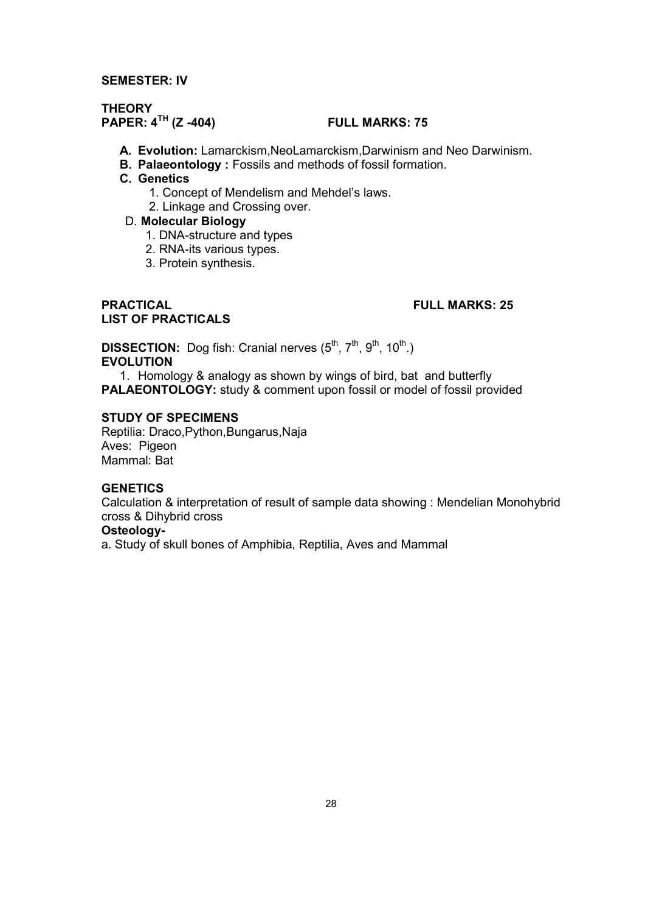**SEMESTER: IV**

**THEORY**
**PAPER: $4^{TH}$ (Z -404)** **FULL MARKS: 75**

- **A. Evolution:** Lamarckism,NeoLamarckism,Darwinism and Neo Darwinism.
- **B. Palaeontology :** Fossils and methods of fossil formation.
- **C. Genetics**
  1. Concept of Mendelism and Mehdel's laws.
  2. Linkage and Crossing over.
- D. **Molecular Biology**
  1. DNA-structure and types
  2. RNA-its various types.
  3. Protein synthesis.

**PRACTICAL** **FULL MARKS: 25**
**LIST OF PRACTICALS**

**DISSECTION:** Dog fish: Cranial nerves ($5^{th}$, $7^{th}$, $9^{th}$, $10^{th}$.)
**EVOLUTION**

1. Homology & analogy as shown by wings of bird, bat and butterfly

**PALAEONTOLOGY:** study & comment upon fossil or model of fossil provided

**STUDY OF SPECIMENS**
Reptilia: Draco,Python,Bungarus,Naja
Aves: Pigeon
Mammal: Bat

**GENETICS**
Calculation & interpretation of result of sample data showing : Mendelian Monohybrid cross & Dihybrid cross
**Osteology-**
a. Study of skull bones of Amphibia, Reptilia, Aves and Mammal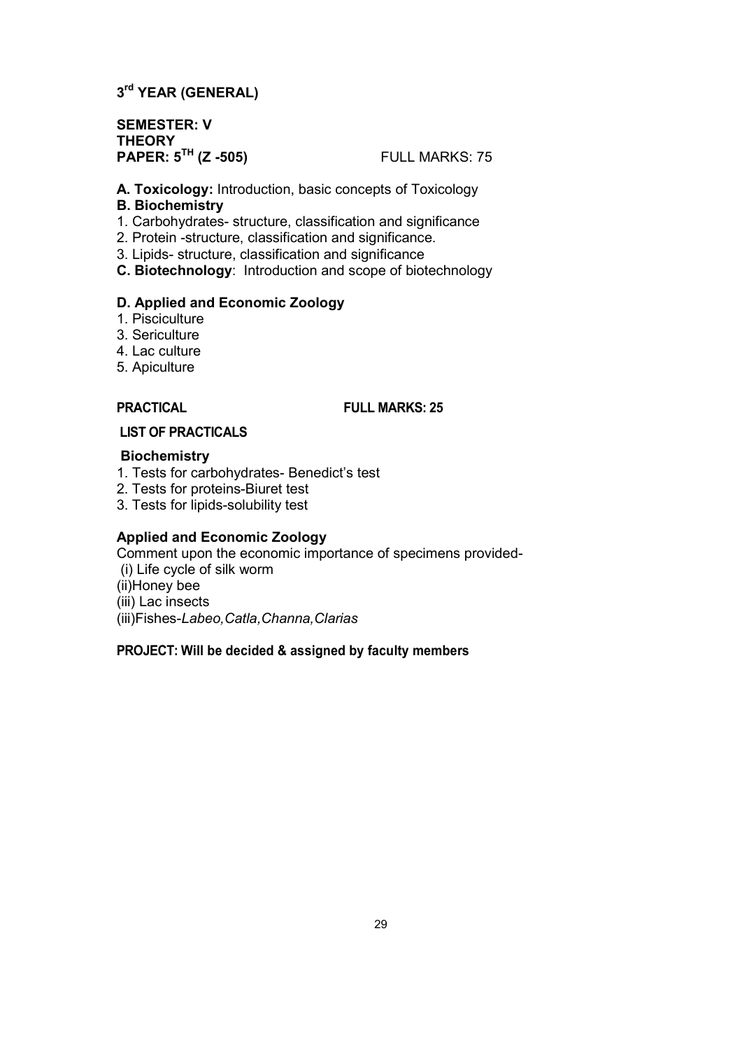# 3rd YEAR (GENERAL)

**SEMESTER: V**
**THEORY**
**PAPER: 5TH (Z -505)** FULL MARKS: 75

**A. Toxicology:** Introduction, basic concepts of Toxicology

**B. Biochemistry**

1. Carbohydrates- structure, classification and significance
2. Protein -structure, classification and significance.
3. Lipids- structure, classification and significance

**C. Biotechnology**: Introduction and scope of biotechnology

**D. Applied and Economic Zoology**

1. Pisciculture
3. Sericulture
4. Lac culture
5. Apiculture

**PRACTICAL** **FULL MARKS: 25**

**LIST OF PRACTICALS**

**Biochemistry**

1. Tests for carbohydrates- Benedict's test
2. Tests for proteins-Biuret test
3. Tests for lipids-solubility test

**Applied and Economic Zoology**

Comment upon the economic importance of specimens provided-
(i) Life cycle of silk worm
(ii)Honey bee
(iii) Lac insects
(iii)Fishes-*Labeo,Catla,Channa,Clarias*

**PROJECT: Will be decided & assigned by faculty members**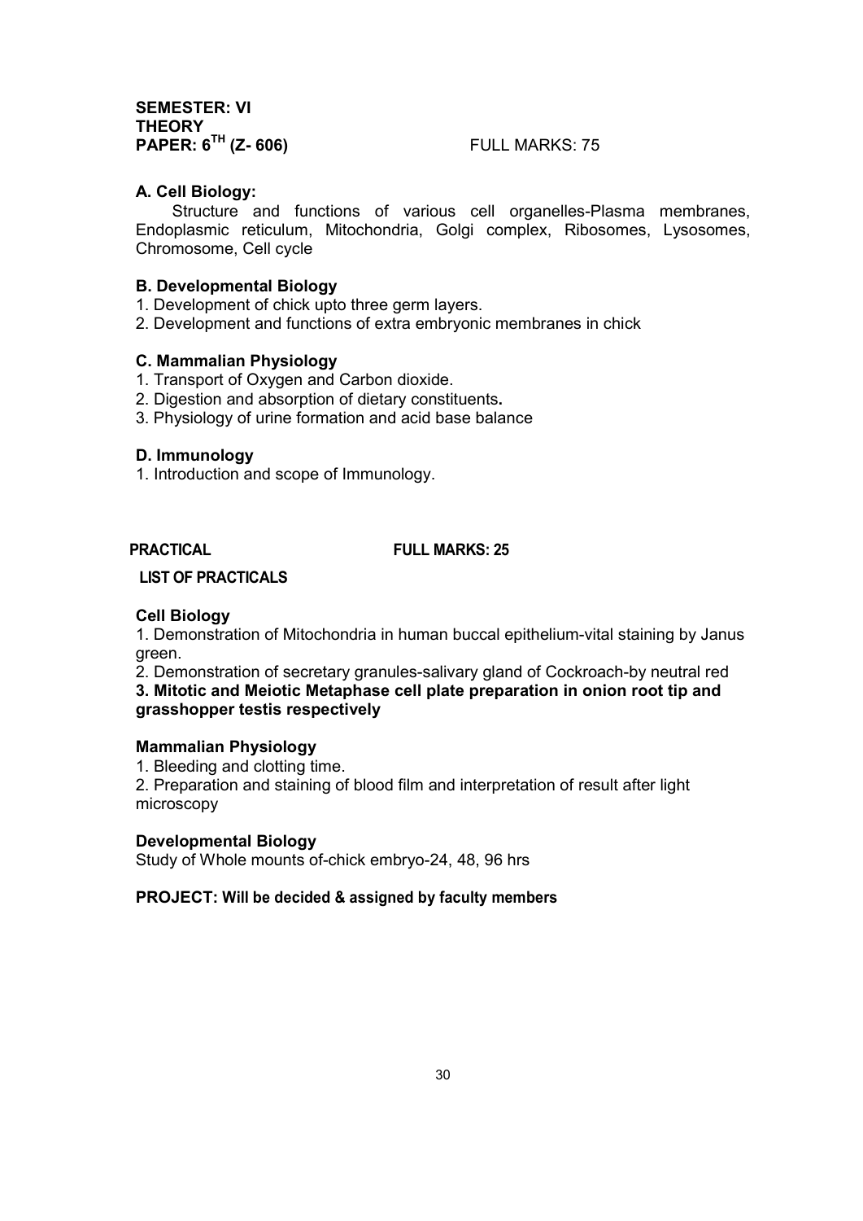**SEMESTER: VI**
**THEORY**
**PAPER: $6^{TH}$ (Z- 606)** FULL MARKS: 75

### A. Cell Biology:

Structure and functions of various cell organelles-Plasma membranes, Endoplasmic reticulum, Mitochondria, Golgi complex, Ribosomes, Lysosomes, Chromosome, Cell cycle

### B. Developmental Biology

1. Development of chick upto three germ layers.
2. Development and functions of extra embryonic membranes in chick

### C. Mammalian Physiology

1. Transport of Oxygen and Carbon dioxide.
2. Digestion and absorption of dietary constituents**.**
3. Physiology of urine formation and acid base balance

### D. Immunology

1. Introduction and scope of Immunology.

**PRACTICAL** **FULL MARKS: 25**

**LIST OF PRACTICALS**

### Cell Biology

1. Demonstration of Mitochondria in human buccal epithelium-vital staining by Janus green.
2. Demonstration of secretary granules-salivary gland of Cockroach-by neutral red
3. **Mitotic and Meiotic Metaphase cell plate preparation in onion root tip and grasshopper testis respectively**

### Mammalian Physiology

1. Bleeding and clotting time.
2. Preparation and staining of blood film and interpretation of result after light microscopy

### Developmental Biology

Study of Whole mounts of-chick embryo-24, 48, 96 hrs

**PROJECT: Will be decided & assigned by faculty members**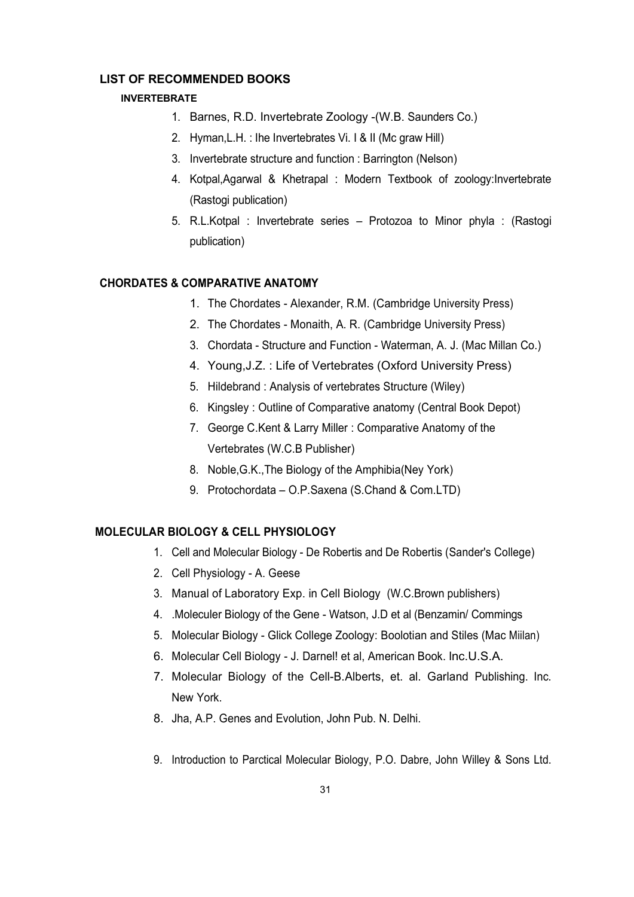## LIST OF RECOMMENDED BOOKS

### INVERTEBRATE

1. Barnes, R.D. Invertebrate Zoology -(W.B. Saunders Co.)
2. Hyman,L.H. : Ihe Invertebrates Vi. I & II (Mc graw Hill)
3. Invertebrate structure and function : Barrington (Nelson)
4. Kotpal,Agarwal & Khetrapal : Modern Textbook of zoology:Invertebrate (Rastogi publication)
5. R.L.Kotpal : Invertebrate series – Protozoa to Minor phyla : (Rastogi publication)

### CHORDATES & COMPARATIVE ANATOMY

1. The Chordates - Alexander, R.M. (Cambridge University Press)
2. The Chordates - Monaith, A. R. (Cambridge University Press)
3. Chordata - Structure and Function - Waterman, A. J. (Mac Millan Co.)
4. Young,J.Z. : Life of Vertebrates (Oxford University Press)
5. Hildebrand : Analysis of vertebrates Structure (Wiley)
6. Kingsley : Outline of Comparative anatomy (Central Book Depot)
7. George C.Kent & Larry Miller : Comparative Anatomy of the Vertebrates (W.C.B Publisher)
8. Noble,G.K.,The Biology of the Amphibia(Ney York)
9. Protochordata – O.P.Saxena (S.Chand & Com.LTD)

### MOLECULAR BIOLOGY & CELL PHYSIOLOGY

1. Cell and Molecular Biology - De Robertis and De Robertis (Sander's College)
2. Cell Physiology - A. Geese
3. Manual of Laboratory Exp. in Cell Biology (W.C.Brown publishers)
4. .Moleculer Biology of the Gene - Watson, J.D et al (Benzamin/ Commings
5. Molecular Biology - Glick College Zoology: Boolotian and Stiles (Mac Miilan)
6. Molecular Cell Biology - J. Darnel! et al, American Book. Inc.U.S.A.
7. Molecular Biology of the Cell-B.Alberts, et. al. Garland Publishing. Inc. New York.
8. Jha, A.P. Genes and Evolution, John Pub. N. Delhi.
9. Introduction to Parctical Molecular Biology, P.O. Dabre, John Willey & Sons Ltd.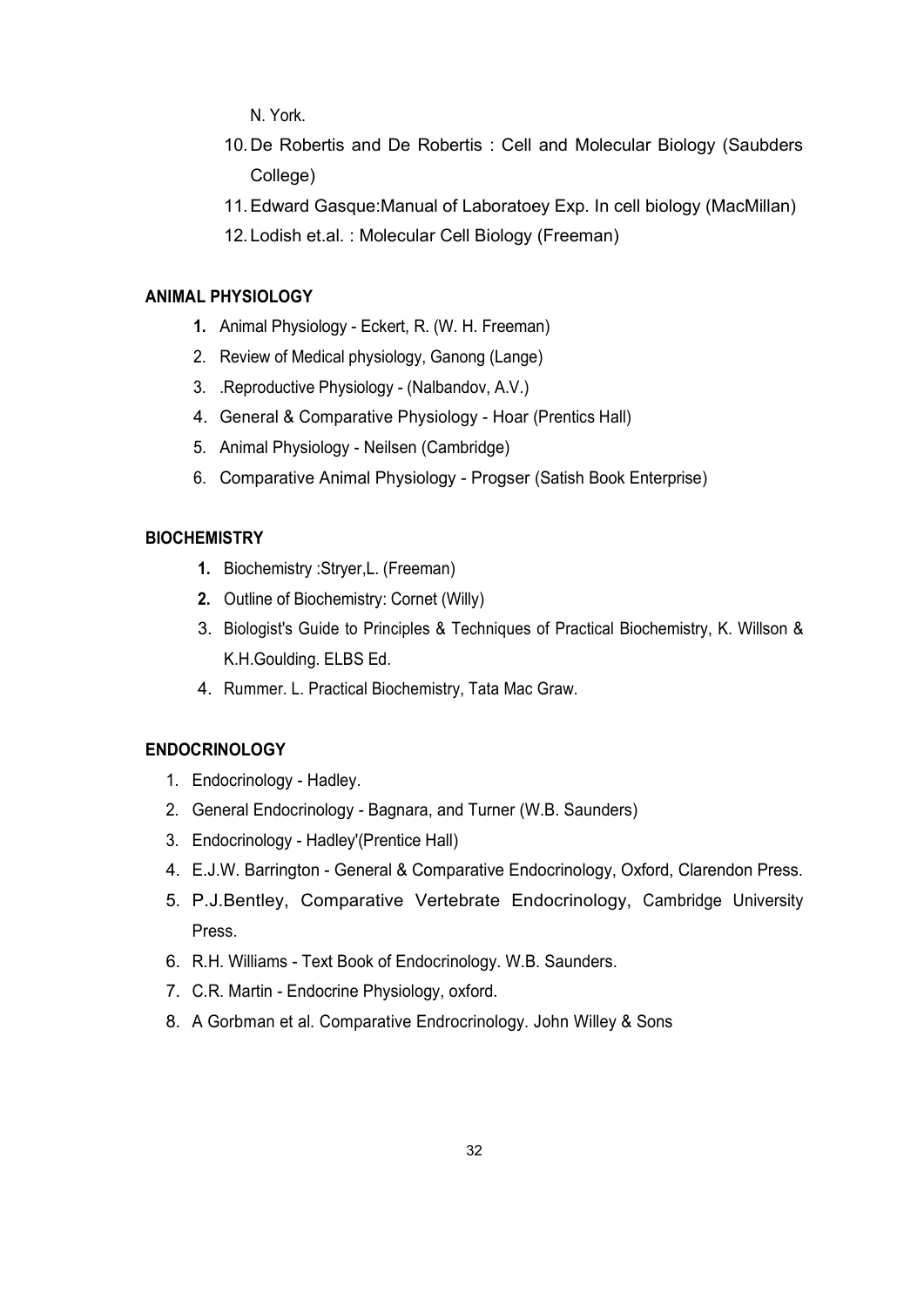N. York.

10. De Robertis and De Robertis : Cell and Molecular Biology (Saubders College)
11. Edward Gasque:Manual of Laboratoey Exp. In cell biology (MacMillan)
12. Lodish et.al. : Molecular Cell Biology (Freeman)

**ANIMAL PHYSIOLOGY**

1. Animal Physiology - Eckert, R. (W. H. Freeman)
2. Review of Medical physiology, Ganong (Lange)
3. .Reproductive Physiology - (Nalbandov, A.V.)
4. General & Comparative Physiology - Hoar (Prentics Hall)
5. Animal Physiology - Neilsen (Cambridge)
6. Comparative Animal Physiology - Progser (Satish Book Enterprise)

**BIOCHEMISTRY**

1. Biochemistry :Stryer,L. (Freeman)
2. Outline of Biochemistry: Cornet (Willy)
3. Biologist's Guide to Principles & Techniques of Practical Biochemistry, K. Willson & K.H.Goulding. ELBS Ed.
4. Rummer. L. Practical Biochemistry, Tata Mac Graw.

**ENDOCRINOLOGY**

1. Endocrinology - Hadley.
2. General Endocrinology - Bagnara, and Turner (W.B. Saunders)
3. Endocrinology - Hadley'(Prentice Hall)
4. E.J.W. Barrington - General & Comparative Endocrinology, Oxford, Clarendon Press.
5. P.J.Bentley, Comparative Vertebrate Endocrinology, Cambridge University Press.
6. R.H. Williams - Text Book of Endocrinology. W.B. Saunders.
7. C.R. Martin - Endocrine Physiology, oxford.
8. A Gorbman et al. Comparative Endrocrinology. John Willey & Sons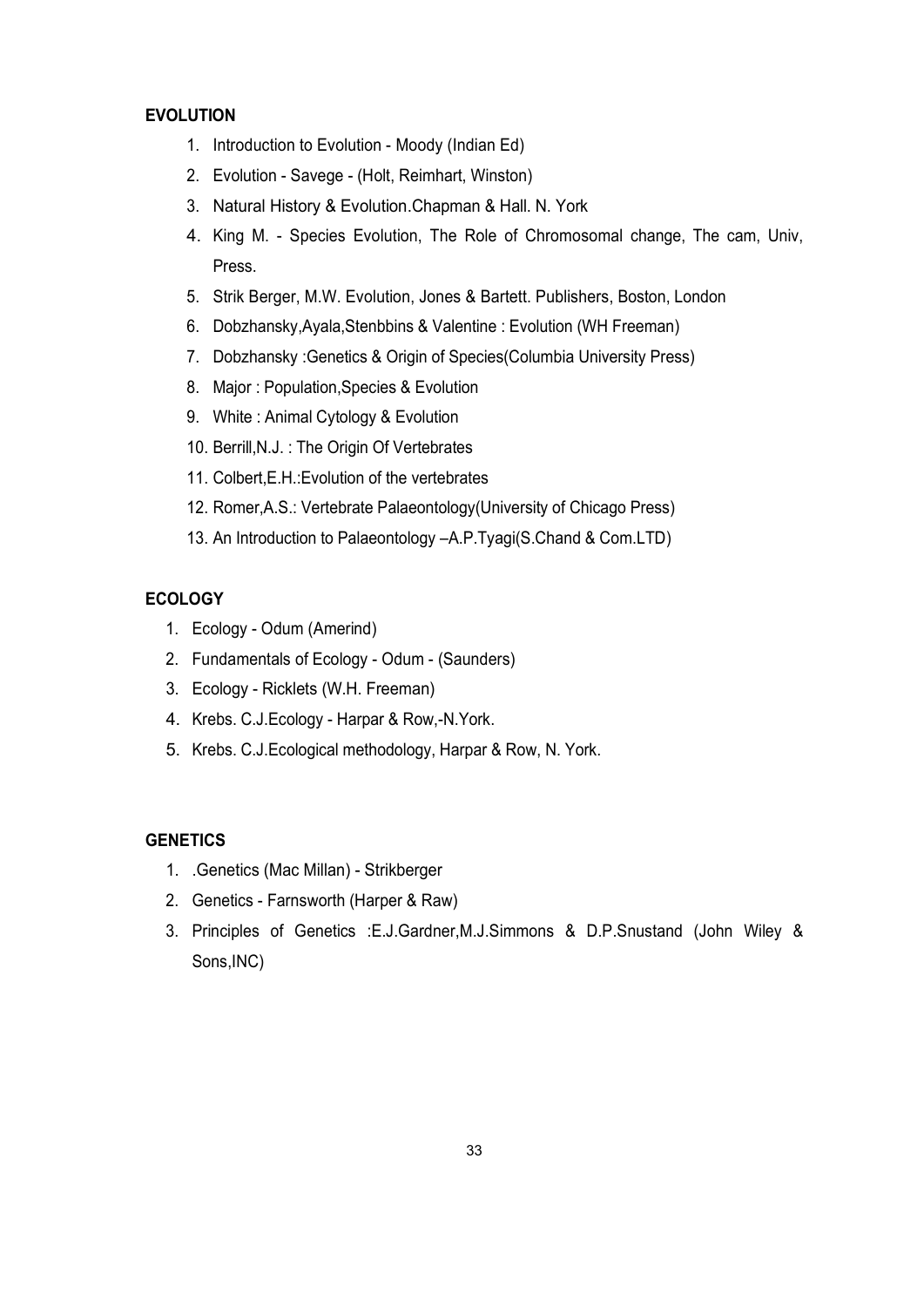**EVOLUTION**

1. Introduction to Evolution - Moody (Indian Ed)
2. Evolution - Savege - (Holt, Reimhart, Winston)
3. Natural History & Evolution.Chapman & Hall. N. York
4. King M. - Species Evolution, The Role of Chromosomal change, The cam, Univ, Press.
5. Strik Berger, M.W. Evolution, Jones & Bartett. Publishers, Boston, London
6. Dobzhansky,Ayala,Stenbbins & Valentine : Evolution (WH Freeman)
7. Dobzhansky :Genetics & Origin of Species(Columbia University Press)
8. Major : Population,Species & Evolution
9. White : Animal Cytology & Evolution
10. Berrill,N.J. : The Origin Of Vertebrates
11. Colbert,E.H.:Evolution of the vertebrates
12. Romer,A.S.: Vertebrate Palaeontology(University of Chicago Press)
13. An Introduction to Palaeontology –A.P.Tyagi(S.Chand & Com.LTD)

**ECOLOGY**

1. Ecology - Odum (Amerind)
2. Fundamentals of Ecology - Odum - (Saunders)
3. Ecology - Ricklets (W.H. Freeman)
4. Krebs. C.J.Ecology - Harpar & Row,-N.York.
5. Krebs. C.J.Ecological methodology, Harpar & Row, N. York.

**GENETICS**

1. .Genetics (Mac Millan) - Strikberger
2. Genetics - Farnsworth (Harper & Raw)
3. Principles of Genetics :E.J.Gardner,M.J.Simmons & D.P.Snustand (John Wiley & Sons,INC)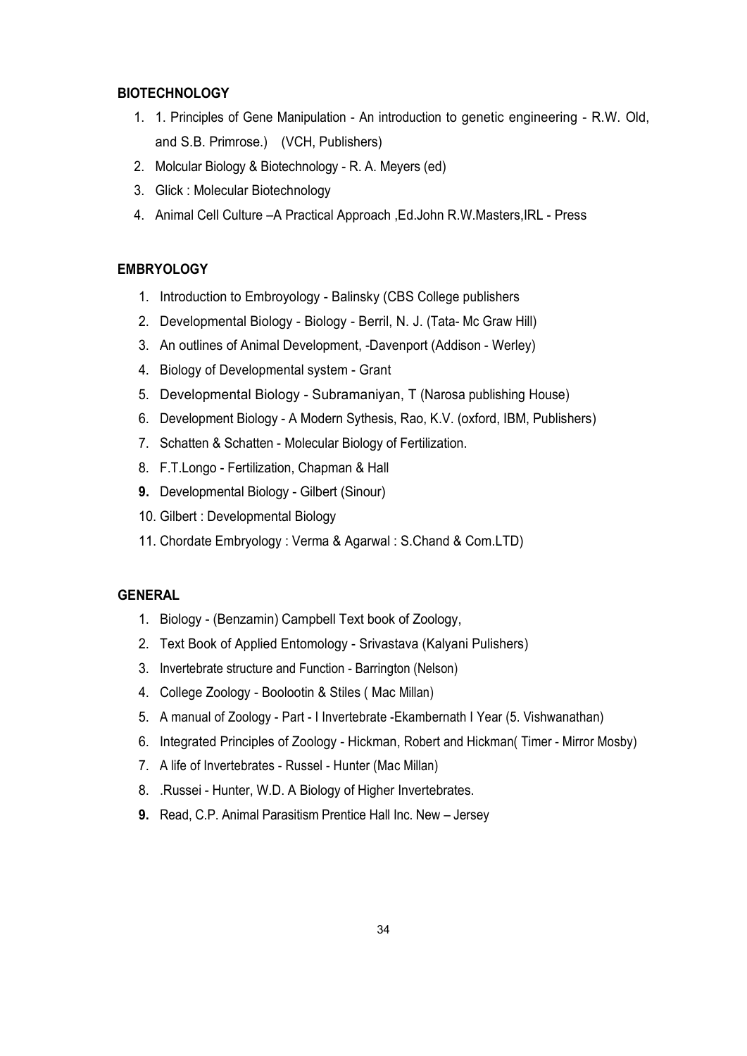**BIOTECHNOLOGY**

1. 1. Principles of Gene Manipulation - An introduction to genetic engineering - R.W. Old, and S.B. Primrose.) (VCH, Publishers)
2. Molcular Biology & Biotechnology - R. A. Meyers (ed)
3. Glick : Molecular Biotechnology
4. Animal Cell Culture –A Practical Approach ,Ed.John R.W.Masters,IRL - Press

**EMBRYOLOGY**

1. Introduction to Embroyology - Balinsky (CBS College publishers
2. Developmental Biology - Biology - Berril, N. J. (Tata- Mc Graw Hill)
3. An outlines of Animal Development, -Davenport (Addison - Werley)
4. Biology of Developmental system - Grant
5. Developmental Biology - Subramaniyan, T (Narosa publishing House)
6. Development Biology - A Modern Sythesis, Rao, K.V. (oxford, IBM, Publishers)
7. Schatten & Schatten - Molecular Biology of Fertilization.
8. F.T.Longo - Fertilization, Chapman & Hall
9. Developmental Biology - Gilbert (Sinour)
10. Gilbert : Developmental Biology
11. Chordate Embryology : Verma & Agarwal : S.Chand & Com.LTD)

**GENERAL**

1. Biology - (Benzamin) Campbell Text book of Zoology,
2. Text Book of Applied Entomology - Srivastava (Kalyani Pulishers)
3. Invertebrate structure and Function - Barrington (Nelson)
4. College Zoology - Boolootin & Stiles ( Mac Millan)
5. A manual of Zoology - Part - I Invertebrate -Ekambernath I Year (5. Vishwanathan)
6. Integrated Principles of Zoology - Hickman, Robert and Hickman( Timer - Mirror Mosby)
7. A life of Invertebrates - Russel - Hunter (Mac Millan)
8. .Russei - Hunter, W.D. A Biology of Higher Invertebrates.
9. Read, C.P. Animal Parasitism Prentice Hall Inc. New – Jersey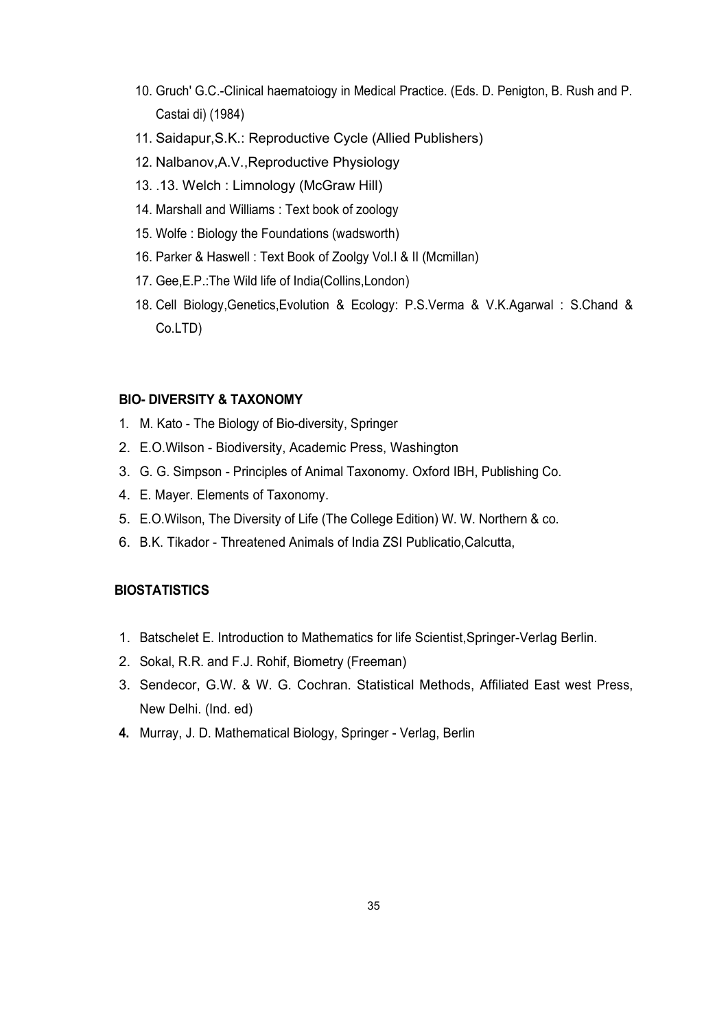10. Gruch' G.C.-Clinical haematoiogy in Medical Practice. (Eds. D. Penigton, B. Rush and P. Castai di) (1984)
11. Saidapur,S.K.: Reproductive Cycle (Allied Publishers)
12. Nalbanov,A.V.,Reproductive Physiology
13. .13. Welch : Limnology (McGraw Hill)
14. Marshall and Williams : Text book of zoology
15. Wolfe : Biology the Foundations (wadsworth)
16. Parker & Haswell : Text Book of Zoolgy Vol.I & II (Mcmillan)
17. Gee,E.P.:The Wild life of India(Collins,London)
18. Cell Biology,Genetics,Evolution & Ecology: P.S.Verma & V.K.Agarwal : S.Chand & Co.LTD)

**BIO- DIVERSITY & TAXONOMY**

1. M. Kato - The Biology of Bio-diversity, Springer
2. E.O.Wilson - Biodiversity, Academic Press, Washington
3. G. G. Simpson - Principles of Animal Taxonomy. Oxford IBH, Publishing Co.
4. E. Mayer. Elements of Taxonomy.
5. E.O.Wilson, The Diversity of Life (The College Edition) W. W. Northern & co.
6. B.K. Tikador - Threatened Animals of India ZSI Publicatio,Calcutta,

**BIOSTATISTICS**

1. Batschelet E. Introduction to Mathematics for life Scientist,Springer-Verlag Berlin.
2. Sokal, R.R. and F.J. Rohif, Biometry (Freeman)
3. Sendecor, G.W. & W. G. Cochran. Statistical Methods, Affiliated East west Press, New Delhi. (Ind. ed)
4. Murray, J. D. Mathematical Biology, Springer - Verlag, Berlin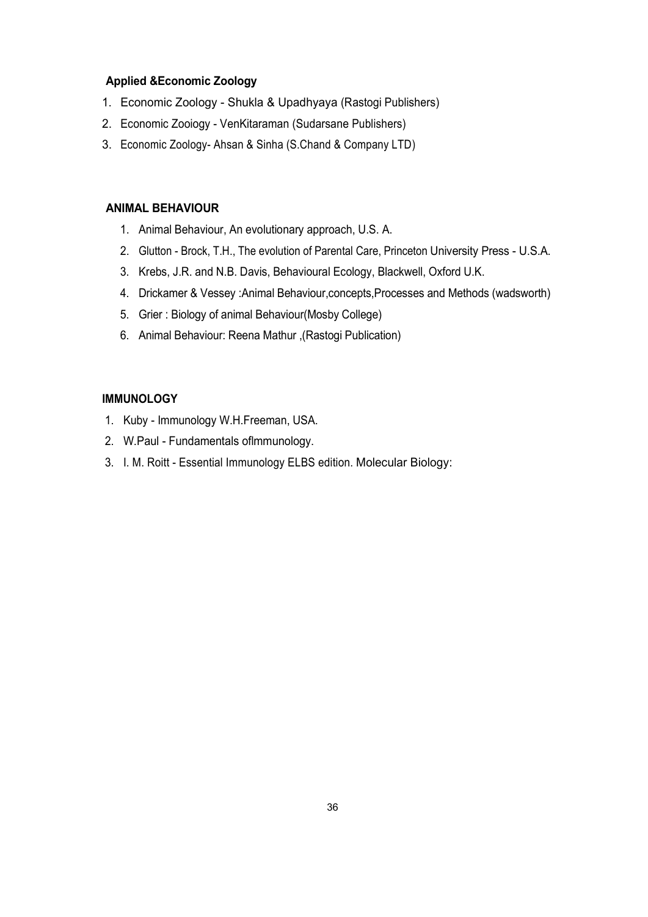**Applied &Economic Zoology**

1. Economic Zoology - Shukla & Upadhyaya (Rastogi Publishers)
2. Economic Zooiogy - VenKitaraman (Sudarsane Publishers)
3. Economic Zoology- Ahsan & Sinha (S.Chand & Company LTD)

**ANIMAL BEHAVIOUR**

1. Animal Behaviour, An evolutionary approach, U.S. A.
2. Glutton - Brock, T.H., The evolution of Parental Care, Princeton University Press - U.S.A.
3. Krebs, J.R. and N.B. Davis, Behavioural Ecology, Blackwell, Oxford U.K.
4. Drickamer & Vessey :Animal Behaviour,concepts,Processes and Methods (wadsworth)
5. Grier : Biology of animal Behaviour(Mosby College)
6. Animal Behaviour: Reena Mathur ,(Rastogi Publication)

**IMMUNOLOGY**

1. Kuby - Immunology W.H.Freeman, USA.
2. W.Paul - Fundamentals oflmmunology.
3. I. M. Roitt - Essential Immunology ELBS edition. Molecular Biology: